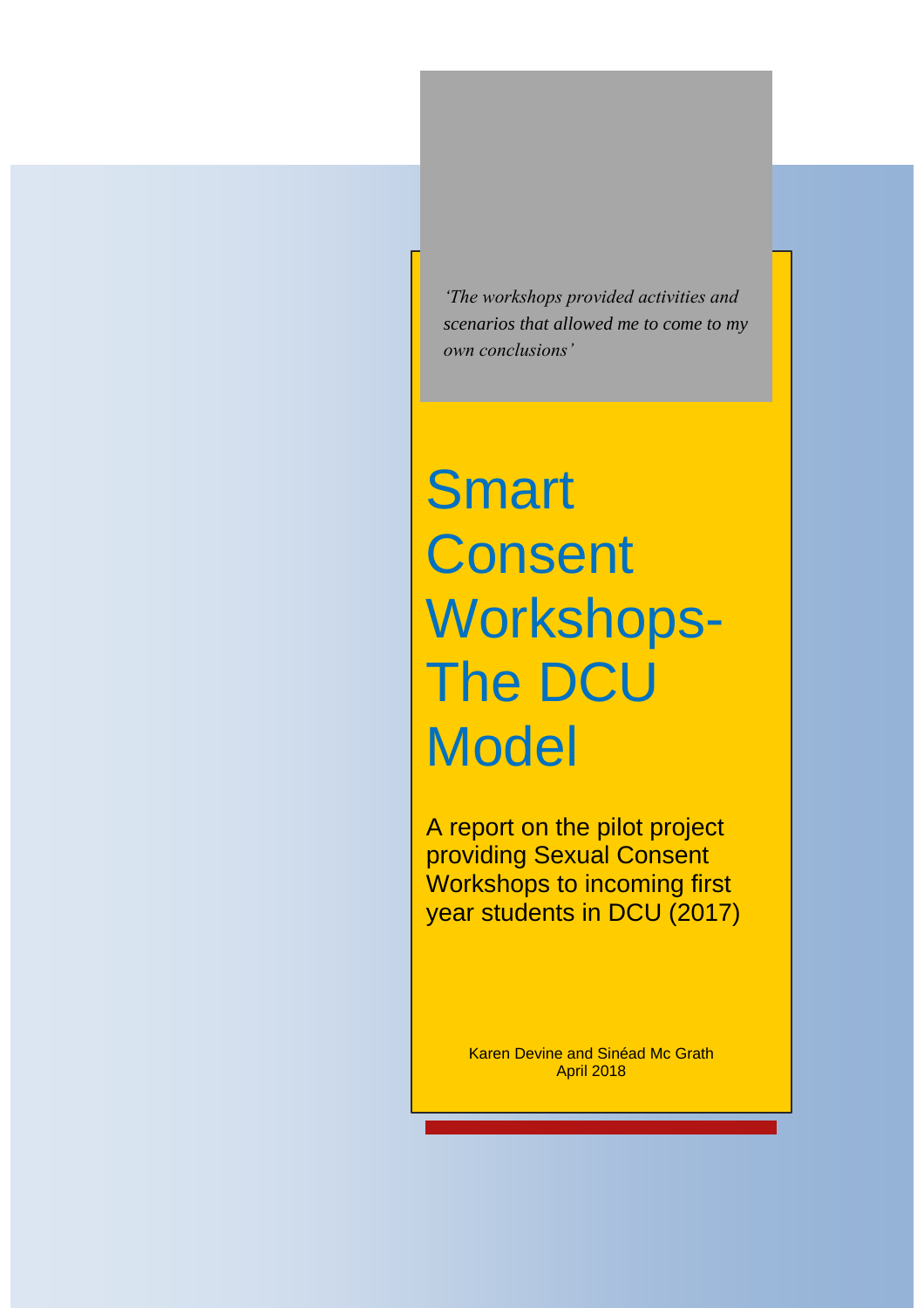*'The workshops provided activities and scenarios that allowed me to come to my own conclusions'*

# Smart Consent Workshops- The DCU Model

A report on the pilot project providing Sexual Consent Workshops to incoming first year students in DCU (2017)

Karen Devine and Sinéad Mc Grath
April 2018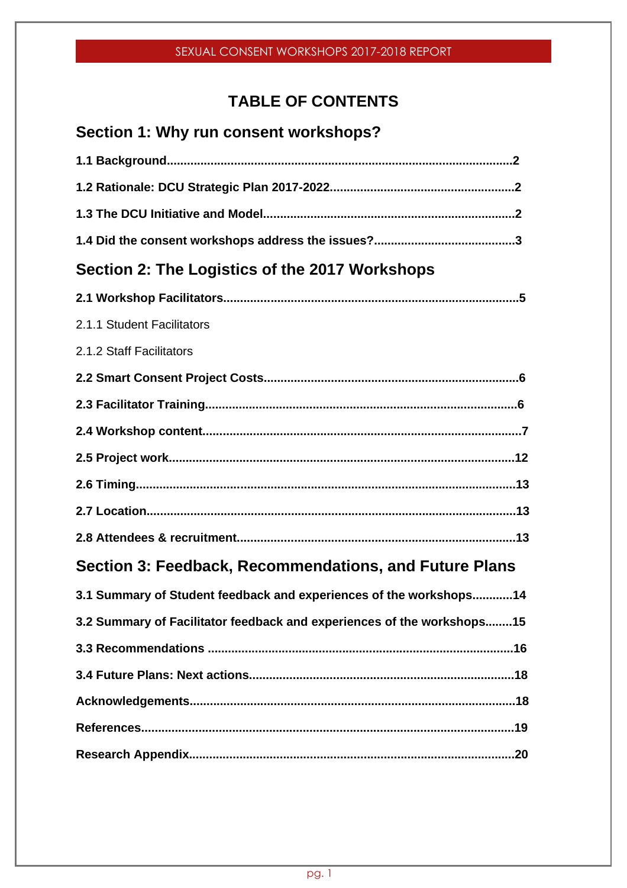# TABLE OF CONTENTS

## Section 1: Why run consent workshops?

**1.1 Background......................................................................................................2**

**1.2 Rationale: DCU Strategic Plan 2017-2022.......................................................2**

**1.3 The DCU Initiative and Model...........................................................................2**

**1.4 Did the consent workshops address the issues?..........................................3**

## Section 2: The Logistics of the 2017 Workshops

**2.1 Workshop Facilitators.......................................................................................5**

2.1.1 Student Facilitators

2.1.2 Staff Facilitators

**2.2 Smart Consent Project Costs............................................................................6**

**2.3 Facilitator Training............................................................................................6**

**2.4 Workshop content..............................................................................................7**

**2.5 Project work......................................................................................................12**

**2.6 Timing................................................................................................................13**

**2.7 Location.............................................................................................................13**

**2.8 Attendees & recruitment..................................................................................13**

## Section 3: Feedback, Recommendations, and Future Plans

**3.1 Summary of Student feedback and experiences of the workshops............14**

**3.2 Summary of Facilitator feedback and experiences of the workshops........15**

**3.3 Recommendations ..........................................................................................16**

**3.4 Future Plans: Next actions..............................................................................18**

**Acknowledgements.................................................................................................18**

**References..............................................................................................................19**

**Research Appendix................................................................................................20**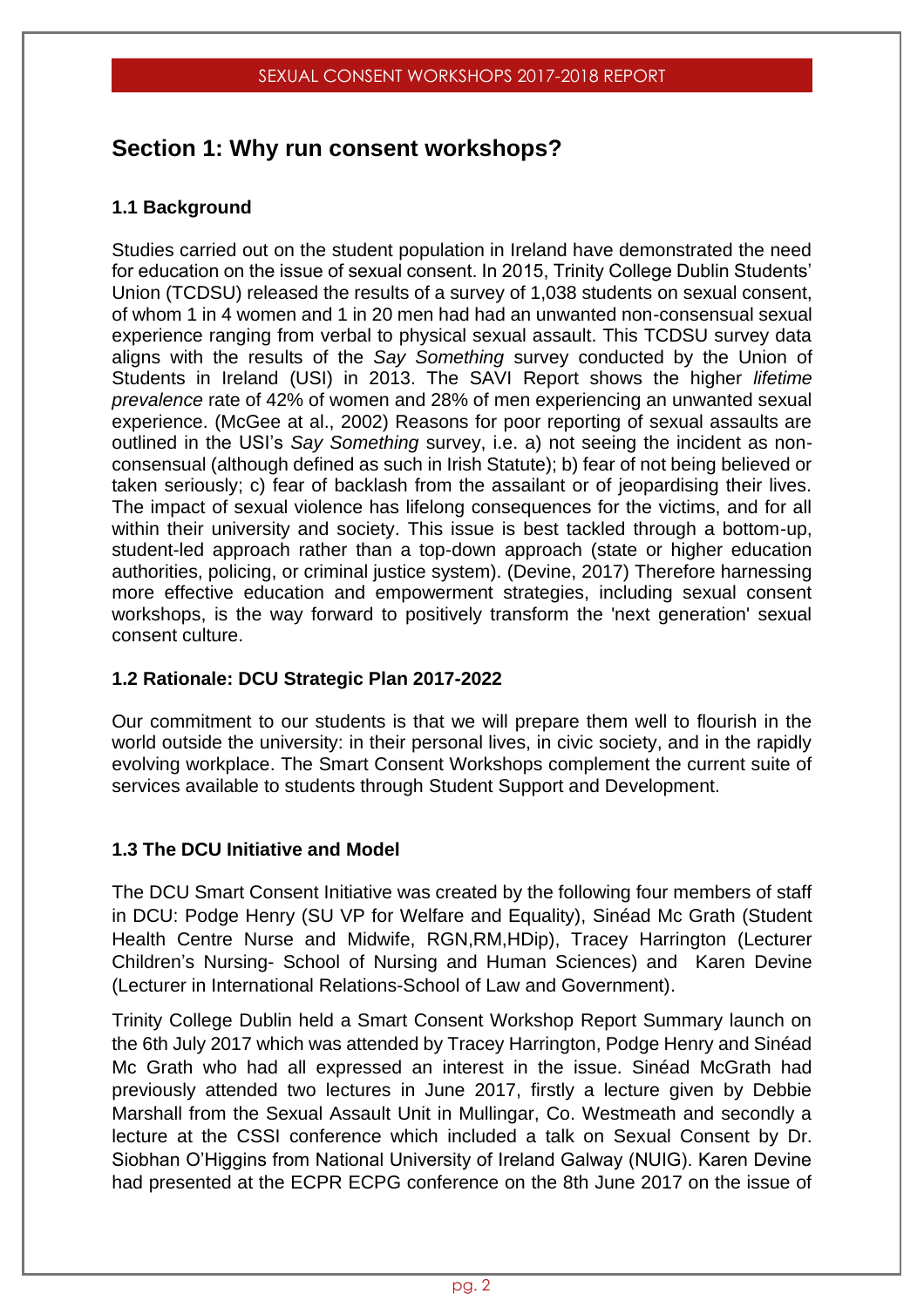## Section 1: Why run consent workshops?

### 1.1 Background

Studies carried out on the student population in Ireland have demonstrated the need for education on the issue of sexual consent. In 2015, Trinity College Dublin Students' Union (TCDSU) released the results of a survey of 1,038 students on sexual consent, of whom 1 in 4 women and 1 in 20 men had had an unwanted non-consensual sexual experience ranging from verbal to physical sexual assault. This TCDSU survey data aligns with the results of the *Say Something* survey conducted by the Union of Students in Ireland (USI) in 2013. The SAVI Report shows the higher *lifetime prevalence* rate of 42% of women and 28% of men experiencing an unwanted sexual experience. (McGee at al., 2002) Reasons for poor reporting of sexual assaults are outlined in the USI's *Say Something* survey, i.e. a) not seeing the incident as non-consensual (although defined as such in Irish Statute); b) fear of not being believed or taken seriously; c) fear of backlash from the assailant or of jeopardising their lives. The impact of sexual violence has lifelong consequences for the victims, and for all within their university and society. This issue is best tackled through a bottom-up, student-led approach rather than a top-down approach (state or higher education authorities, policing, or criminal justice system). (Devine, 2017) Therefore harnessing more effective education and empowerment strategies, including sexual consent workshops, is the way forward to positively transform the 'next generation' sexual consent culture.

### 1.2 Rationale: DCU Strategic Plan 2017-2022

Our commitment to our students is that we will prepare them well to flourish in the world outside the university: in their personal lives, in civic society, and in the rapidly evolving workplace. The Smart Consent Workshops complement the current suite of services available to students through Student Support and Development.

### 1.3 The DCU Initiative and Model

The DCU Smart Consent Initiative was created by the following four members of staff in DCU: Podge Henry (SU VP for Welfare and Equality), Sinéad Mc Grath (Student Health Centre Nurse and Midwife, RGN,RM,HDip), Tracey Harrington (Lecturer Children's Nursing- School of Nursing and Human Sciences) and Karen Devine (Lecturer in International Relations-School of Law and Government).

Trinity College Dublin held a Smart Consent Workshop Report Summary launch on the 6th July 2017 which was attended by Tracey Harrington, Podge Henry and Sinéad Mc Grath who had all expressed an interest in the issue. Sinéad McGrath had previously attended two lectures in June 2017, firstly a lecture given by Debbie Marshall from the Sexual Assault Unit in Mullingar, Co. Westmeath and secondly a lecture at the CSSI conference which included a talk on Sexual Consent by Dr. Siobhan O'Higgins from National University of Ireland Galway (NUIG). Karen Devine had presented at the ECPR ECPG conference on the 8th June 2017 on the issue of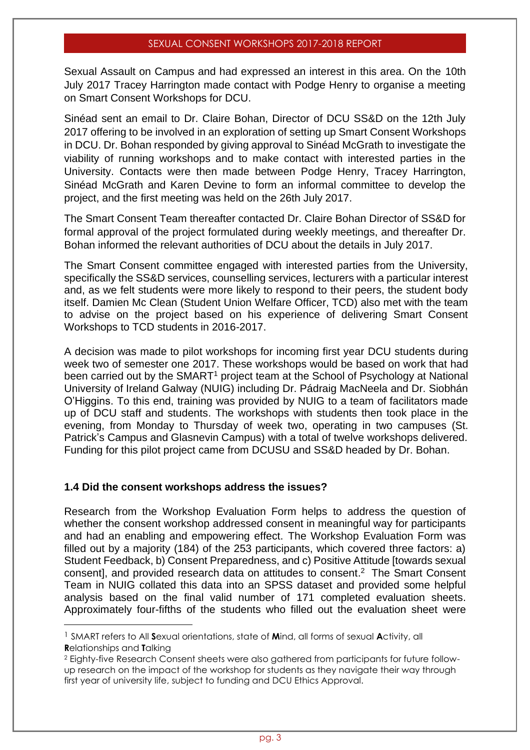Sexual Assault on Campus and had expressed an interest in this area. On the 10th July 2017 Tracey Harrington made contact with Podge Henry to organise a meeting on Smart Consent Workshops for DCU.

Sinéad sent an email to Dr. Claire Bohan, Director of DCU SS&D on the 12th July 2017 offering to be involved in an exploration of setting up Smart Consent Workshops in DCU. Dr. Bohan responded by giving approval to Sinéad McGrath to investigate the viability of running workshops and to make contact with interested parties in the University. Contacts were then made between Podge Henry, Tracey Harrington, Sinéad McGrath and Karen Devine to form an informal committee to develop the project, and the first meeting was held on the 26th July 2017.

The Smart Consent Team thereafter contacted Dr. Claire Bohan Director of SS&D for formal approval of the project formulated during weekly meetings, and thereafter Dr. Bohan informed the relevant authorities of DCU about the details in July 2017.

The Smart Consent committee engaged with interested parties from the University, specifically the SS&D services, counselling services, lecturers with a particular interest and, as we felt students were more likely to respond to their peers, the student body itself. Damien Mc Clean (Student Union Welfare Officer, TCD) also met with the team to advise on the project based on his experience of delivering Smart Consent Workshops to TCD students in 2016-2017.

A decision was made to pilot workshops for incoming first year DCU students during week two of semester one 2017. These workshops would be based on work that had been carried out by the SMART[1] project team at the School of Psychology at National University of Ireland Galway (NUIG) including Dr. Pádraig MacNeela and Dr. Siobhán O'Higgins. To this end, training was provided by NUIG to a team of facilitators made up of DCU staff and students. The workshops with students then took place in the evening, from Monday to Thursday of week two, operating in two campuses (St. Patrick's Campus and Glasnevin Campus) with a total of twelve workshops delivered. Funding for this pilot project came from DCUSU and SS&D headed by Dr. Bohan.

### 1.4 Did the consent workshops address the issues?

Research from the Workshop Evaluation Form helps to address the question of whether the consent workshop addressed consent in meaningful way for participants and had an enabling and empowering effect. The Workshop Evaluation Form was filled out by a majority (184) of the 253 participants, which covered three factors: a) Student Feedback, b) Consent Preparedness, and c) Positive Attitude [towards sexual consent], and provided research data on attitudes to consent.[2] The Smart Consent Team in NUIG collated this data into an SPSS dataset and provided some helpful analysis based on the final valid number of 171 completed evaluation sheets. Approximately four-fifths of the students who filled out the evaluation sheet were

---

[1] SMART refers to All **S**exual orientations, state of **M**ind, all forms of sexual **A**ctivity, all **R**elationships and **T**alking

[2] Eighty-five Research Consent sheets were also gathered from participants for future follow-up research on the impact of the workshop for students as they navigate their way through first year of university life, subject to funding and DCU Ethics Approval.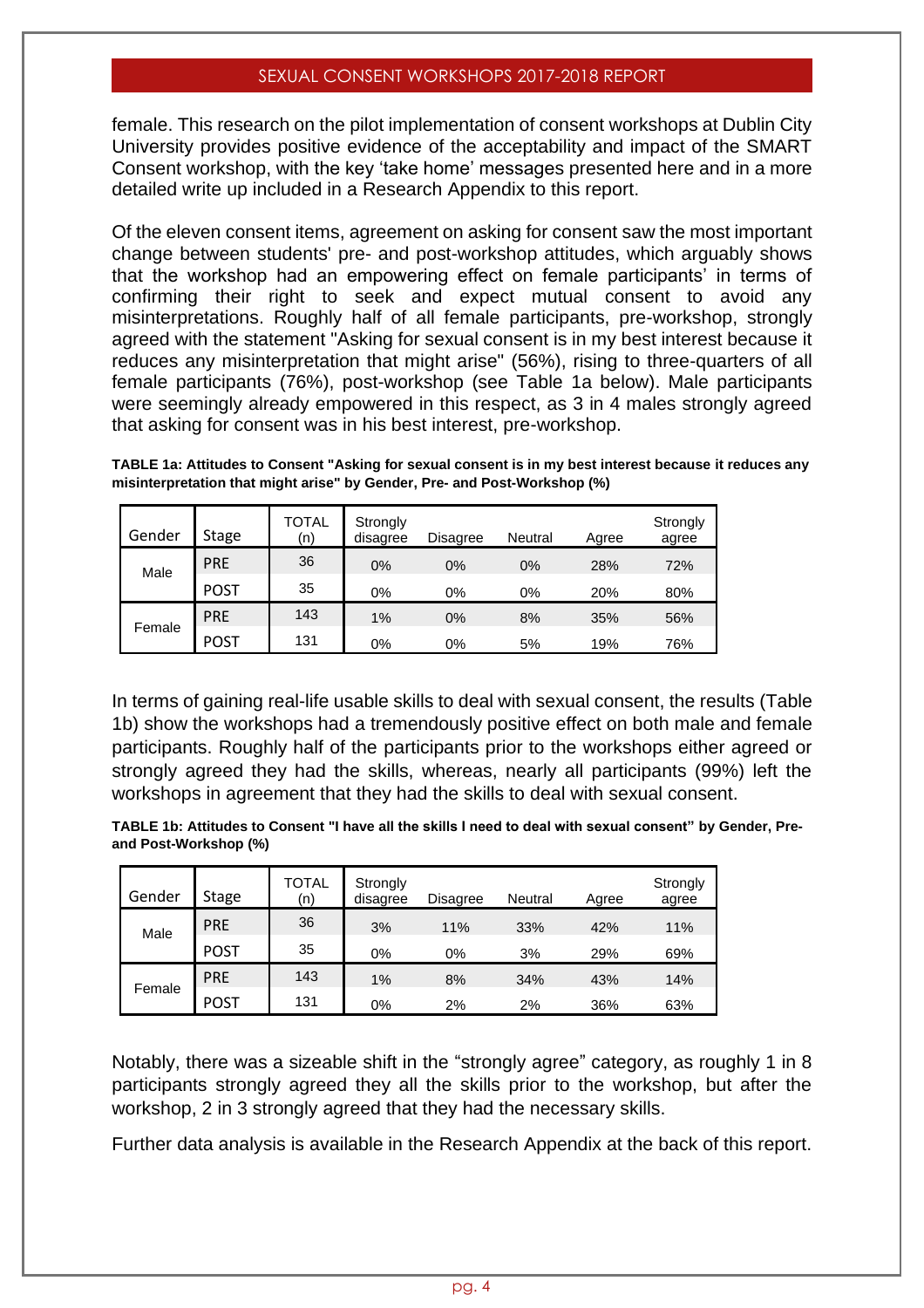female. This research on the pilot implementation of consent workshops at Dublin City University provides positive evidence of the acceptability and impact of the SMART Consent workshop, with the key 'take home' messages presented here and in a more detailed write up included in a Research Appendix to this report.

Of the eleven consent items, agreement on asking for consent saw the most important change between students' pre- and post-workshop attitudes, which arguably shows that the workshop had an empowering effect on female participants' in terms of confirming their right to seek and expect mutual consent to avoid any misinterpretations. Roughly half of all female participants, pre-workshop, strongly agreed with the statement "Asking for sexual consent is in my best interest because it reduces any misinterpretation that might arise" (56%), rising to three-quarters of all female participants (76%), post-workshop (see Table 1a below). Male participants were seemingly already empowered in this respect, as 3 in 4 males strongly agreed that asking for consent was in his best interest, pre-workshop.

**TABLE 1a: Attitudes to Consent "Asking for sexual consent is in my best interest because it reduces any misinterpretation that might arise" by Gender, Pre- and Post-Workshop (%)**

| Gender | Stage | TOTAL (n) | Strongly disagree | Disagree | Neutral | Agree | Strongly agree |
|---|---|---|---|---|---|---|---|
| Male | PRE | 36 | 0% | 0% | 0% | 28% | 72% |
| | POST | 35 | 0% | 0% | 0% | 20% | 80% |
| Female | PRE | 143 | 1% | 0% | 8% | 35% | 56% |
| | POST | 131 | 0% | 0% | 5% | 19% | 76% |

In terms of gaining real-life usable skills to deal with sexual consent, the results (Table 1b) show the workshops had a tremendously positive effect on both male and female participants. Roughly half of the participants prior to the workshops either agreed or strongly agreed they had the skills, whereas, nearly all participants (99%) left the workshops in agreement that they had the skills to deal with sexual consent.

**TABLE 1b: Attitudes to Consent "I have all the skills I need to deal with sexual consent" by Gender, Pre- and Post-Workshop (%)**

| Gender | Stage | TOTAL (n) | Strongly disagree | Disagree | Neutral | Agree | Strongly agree |
|---|---|---|---|---|---|---|---|
| Male | PRE | 36 | 3% | 11% | 33% | 42% | 11% |
| | POST | 35 | 0% | 0% | 3% | 29% | 69% |
| Female | PRE | 143 | 1% | 8% | 34% | 43% | 14% |
| | POST | 131 | 0% | 2% | 2% | 36% | 63% |

Notably, there was a sizeable shift in the "strongly agree" category, as roughly 1 in 8 participants strongly agreed they all the skills prior to the workshop, but after the workshop, 2 in 3 strongly agreed that they had the necessary skills.

Further data analysis is available in the Research Appendix at the back of this report.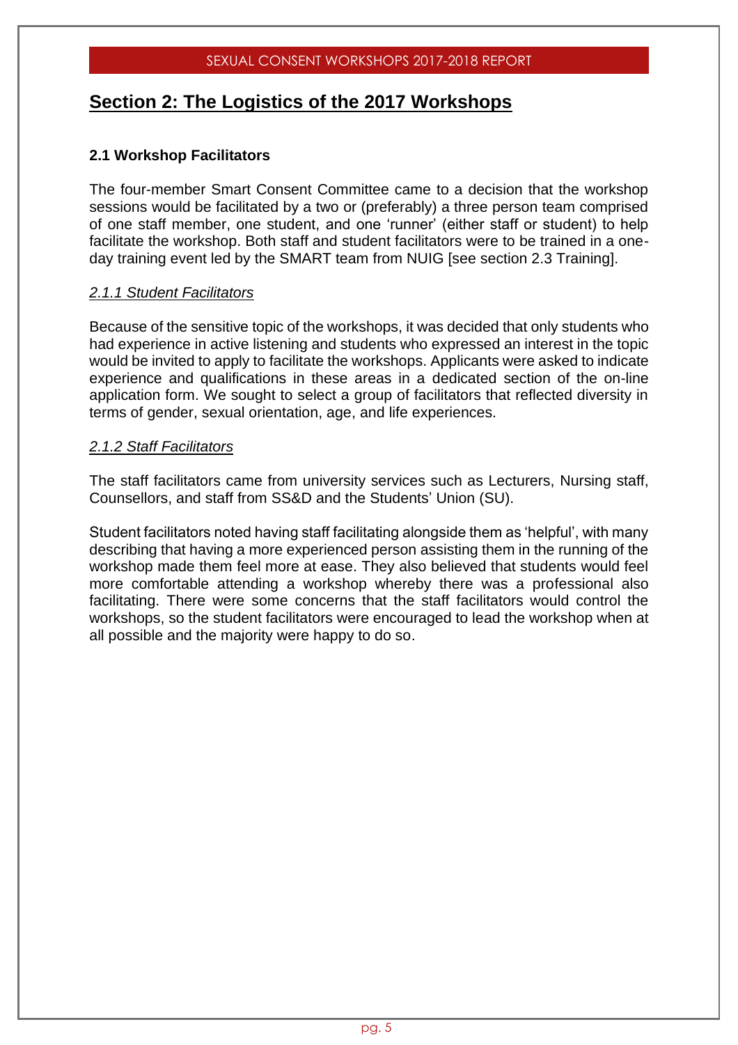## Section 2: The Logistics of the 2017 Workshops

### 2.1 Workshop Facilitators

The four-member Smart Consent Committee came to a decision that the workshop sessions would be facilitated by a two or (preferably) a three person team comprised of one staff member, one student, and one 'runner' (either staff or student) to help facilitate the workshop. Both staff and student facilitators were to be trained in a one-day training event led by the SMART team from NUIG [see section 2.3 Training].

#### *2.1.1 Student Facilitators*

Because of the sensitive topic of the workshops, it was decided that only students who had experience in active listening and students who expressed an interest in the topic would be invited to apply to facilitate the workshops. Applicants were asked to indicate experience and qualifications in these areas in a dedicated section of the on-line application form. We sought to select a group of facilitators that reflected diversity in terms of gender, sexual orientation, age, and life experiences.

#### *2.1.2 Staff Facilitators*

The staff facilitators came from university services such as Lecturers, Nursing staff, Counsellors, and staff from SS&D and the Students' Union (SU).

Student facilitators noted having staff facilitating alongside them as 'helpful', with many describing that having a more experienced person assisting them in the running of the workshop made them feel more at ease. They also believed that students would feel more comfortable attending a workshop whereby there was a professional also facilitating. There were some concerns that the staff facilitators would control the workshops, so the student facilitators were encouraged to lead the workshop when at all possible and the majority were happy to do so.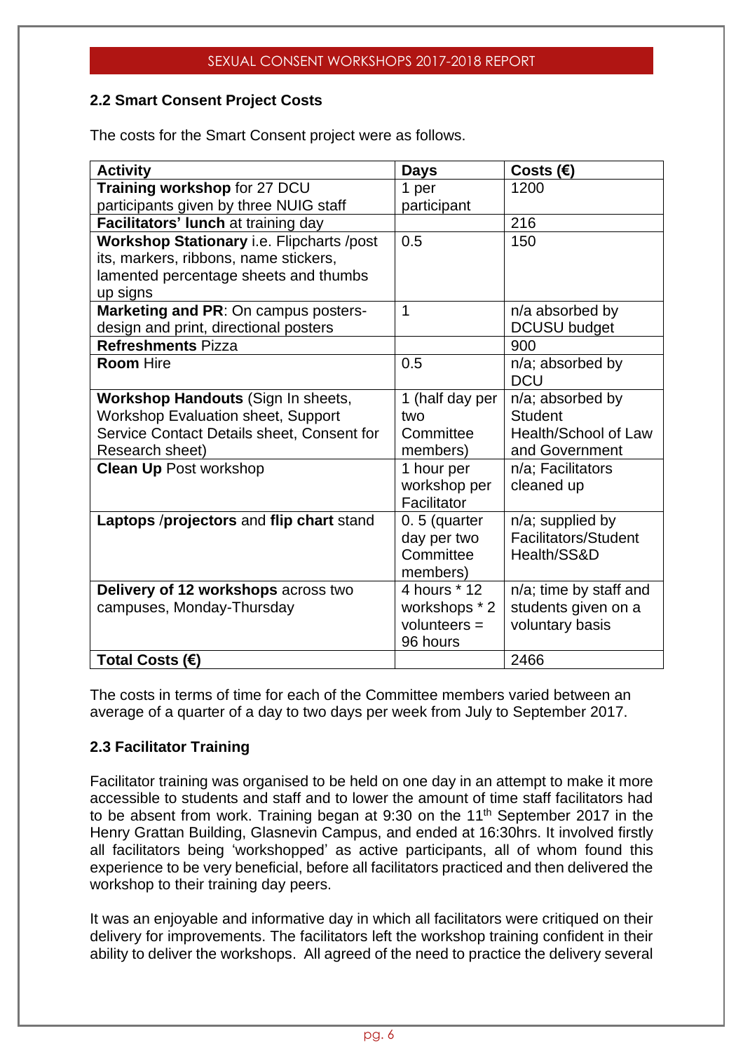## 2.2 Smart Consent Project Costs

The costs for the Smart Consent project were as follows.

| Activity | Days | Costs (€) |
|---|---|---|
| **Training workshop** for 27 DCU participants given by three NUIG staff | 1 per participant | 1200 |
| **Facilitators' lunch** at training day | | 216 |
| **Workshop Stationary** i.e. Flipcharts /post its, markers, ribbons, name stickers, lamented percentage sheets and thumbs up signs | 0.5 | 150 |
| **Marketing and PR**: On campus posters- design and print, directional posters | 1 | n/a absorbed by DCUSU budget |
| **Refreshments** Pizza | | 900 |
| **Room** Hire | 0.5 | n/a; absorbed by DCU |
| **Workshop Handouts** (Sign In sheets, Workshop Evaluation sheet, Support Service Contact Details sheet, Consent for Research sheet) | 1 (half day per two Committee members) | n/a; absorbed by Student Health/School of Law and Government |
| **Clean Up** Post workshop | 1 hour per workshop per Facilitator | n/a; Facilitators cleaned up |
| **Laptops** /**projectors** and **flip chart** stand | 0. 5 (quarter day per two Committee members) | n/a; supplied by Facilitators/Student Health/SS&D |
| **Delivery of 12 workshops** across two campuses, Monday-Thursday | 4 hours * 12 workshops * 2 volunteers = 96 hours | n/a; time by staff and students given on a voluntary basis |
| **Total Costs (€)** | | 2466 |

The costs in terms of time for each of the Committee members varied between an average of a quarter of a day to two days per week from July to September 2017.

## 2.3 Facilitator Training

Facilitator training was organised to be held on one day in an attempt to make it more accessible to students and staff and to lower the amount of time staff facilitators had to be absent from work. Training began at 9:30 on the 11th September 2017 in the Henry Grattan Building, Glasnevin Campus, and ended at 16:30hrs. It involved firstly all facilitators being 'workshopped' as active participants, all of whom found this experience to be very beneficial, before all facilitators practiced and then delivered the workshop to their training day peers.

It was an enjoyable and informative day in which all facilitators were critiqued on their delivery for improvements. The facilitators left the workshop training confident in their ability to deliver the workshops. All agreed of the need to practice the delivery several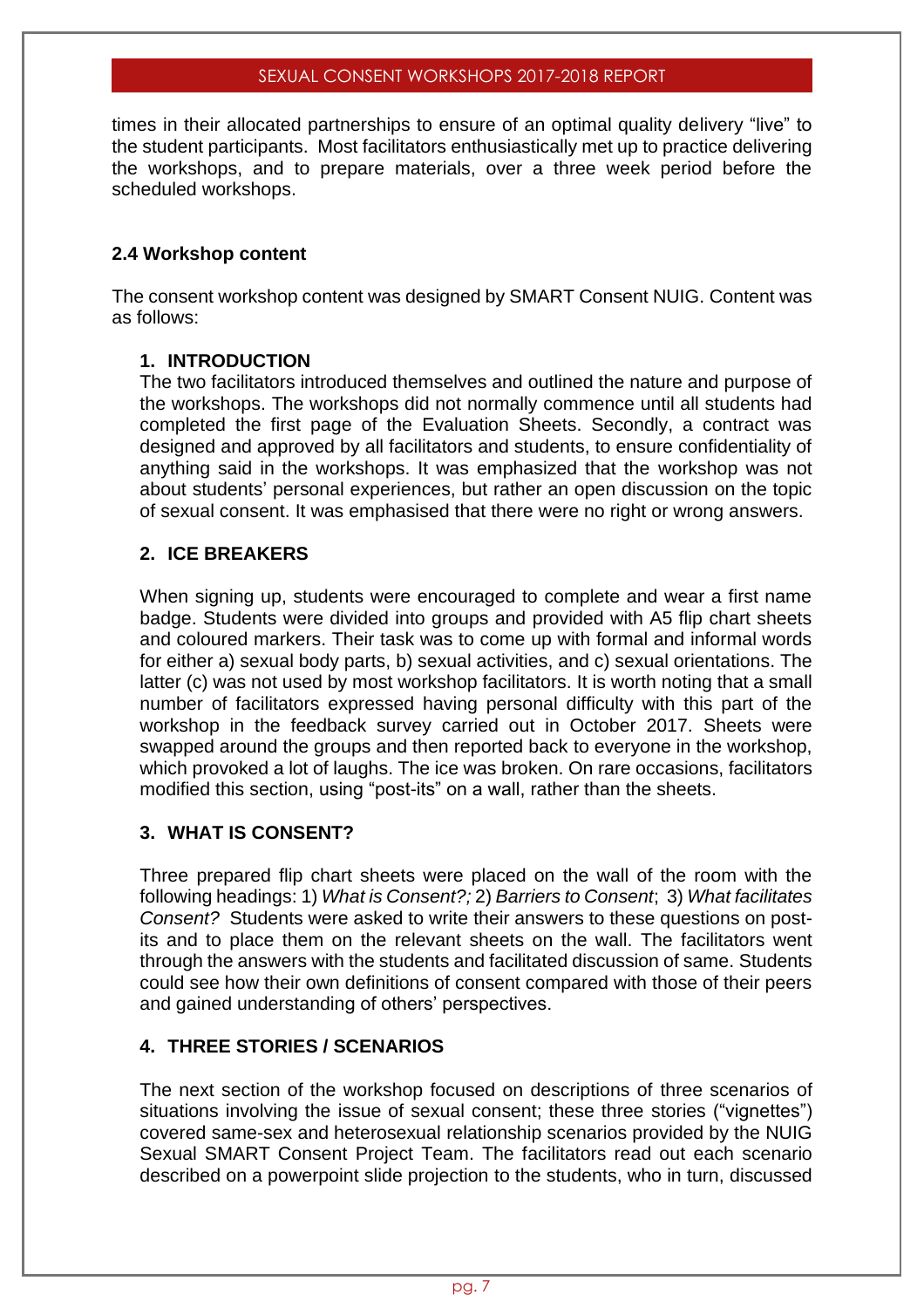times in their allocated partnerships to ensure of an optimal quality delivery "live" to the student participants. Most facilitators enthusiastically met up to practice delivering the workshops, and to prepare materials, over a three week period before the scheduled workshops.

### 2.4 Workshop content

The consent workshop content was designed by SMART Consent NUIG. Content was as follows:

1. **INTRODUCTION**

   The two facilitators introduced themselves and outlined the nature and purpose of the workshops. The workshops did not normally commence until all students had completed the first page of the Evaluation Sheets. Secondly, a contract was designed and approved by all facilitators and students, to ensure confidentiality of anything said in the workshops. It was emphasized that the workshop was not about students' personal experiences, but rather an open discussion on the topic of sexual consent. It was emphasised that there were no right or wrong answers.

2. **ICE BREAKERS**

   When signing up, students were encouraged to complete and wear a first name badge. Students were divided into groups and provided with A5 flip chart sheets and coloured markers. Their task was to come up with formal and informal words for either a) sexual body parts, b) sexual activities, and c) sexual orientations. The latter (c) was not used by most workshop facilitators. It is worth noting that a small number of facilitators expressed having personal difficulty with this part of the workshop in the feedback survey carried out in October 2017. Sheets were swapped around the groups and then reported back to everyone in the workshop, which provoked a lot of laughs. The ice was broken. On rare occasions, facilitators modified this section, using "post-its" on a wall, rather than the sheets.

3. **WHAT IS CONSENT?**

   Three prepared flip chart sheets were placed on the wall of the room with the following headings: 1) *What is Consent?;* 2) *Barriers to Consent*; 3) *What facilitates Consent?* Students were asked to write their answers to these questions on post-its and to place them on the relevant sheets on the wall. The facilitators went through the answers with the students and facilitated discussion of same. Students could see how their own definitions of consent compared with those of their peers and gained understanding of others' perspectives.

4. **THREE STORIES / SCENARIOS**

   The next section of the workshop focused on descriptions of three scenarios of situations involving the issue of sexual consent; these three stories ("vignettes") covered same-sex and heterosexual relationship scenarios provided by the NUIG Sexual SMART Consent Project Team. The facilitators read out each scenario described on a powerpoint slide projection to the students, who in turn, discussed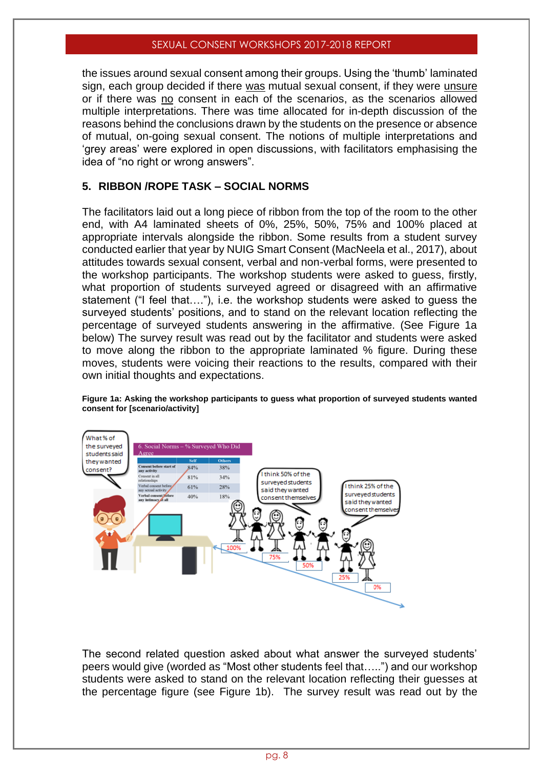the issues around sexual consent among their groups. Using the 'thumb' laminated sign, each group decided if there was mutual sexual consent, if they were unsure or if there was no consent in each of the scenarios, as the scenarios allowed multiple interpretations. There was time allocated for in-depth discussion of the reasons behind the conclusions drawn by the students on the presence or absence of mutual, on-going sexual consent. The notions of multiple interpretations and 'grey areas' were explored in open discussions, with facilitators emphasising the idea of "no right or wrong answers".

### 5. RIBBON /ROPE TASK – SOCIAL NORMS

The facilitators laid out a long piece of ribbon from the top of the room to the other end, with A4 laminated sheets of 0%, 25%, 50%, 75% and 100% placed at appropriate intervals alongside the ribbon. Some results from a student survey conducted earlier that year by NUIG Smart Consent (MacNeela et al., 2017), about attitudes towards sexual consent, verbal and non-verbal forms, were presented to the workshop participants. The workshop students were asked to guess, firstly, what proportion of students surveyed agreed or disagreed with an affirmative statement ("I feel that…."), i.e. the workshop students were asked to guess the surveyed students' positions, and to stand on the relevant location reflecting the percentage of surveyed students answering in the affirmative. (See Figure 1a below) The survey result was read out by the facilitator and students were asked to move along the ribbon to the appropriate laminated % figure. During these moves, students were voicing their reactions to the results, compared with their own initial thoughts and expectations.

**Figure 1a: Asking the workshop participants to guess what proportion of surveyed students wanted consent for [scenario/activity]**

The second related question asked about what answer the surveyed students' peers would give (worded as "Most other students feel that…..") and our workshop students were asked to stand on the relevant location reflecting their guesses at the percentage figure (see Figure 1b). The survey result was read out by the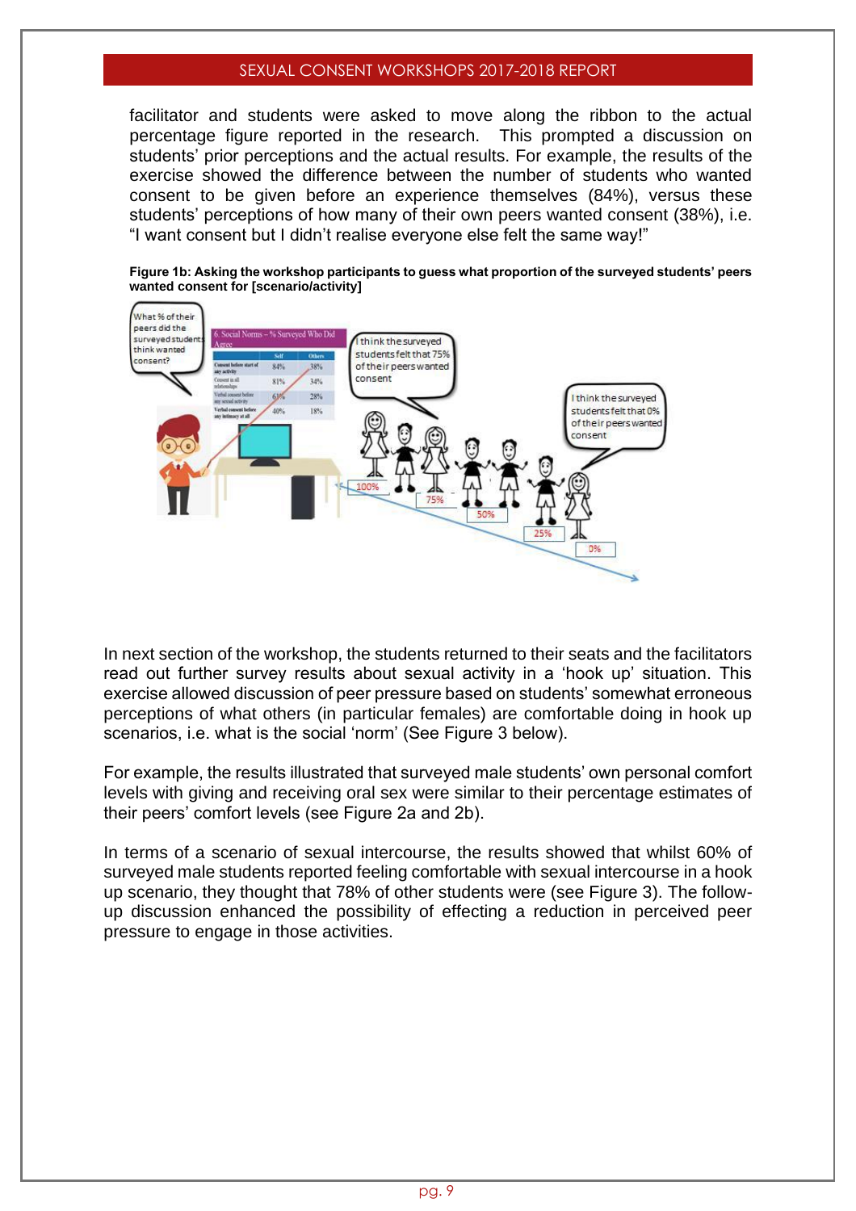facilitator and students were asked to move along the ribbon to the actual percentage figure reported in the research. This prompted a discussion on students' prior perceptions and the actual results. For example, the results of the exercise showed the difference between the number of students who wanted consent to be given before an experience themselves (84%), versus these students' perceptions of how many of their own peers wanted consent (38%), i.e. "I want consent but I didn't realise everyone else felt the same way!"

**Figure 1b: Asking the workshop participants to guess what proportion of the surveyed students' peers wanted consent for [scenario/activity]**

In next section of the workshop, the students returned to their seats and the facilitators read out further survey results about sexual activity in a 'hook up' situation. This exercise allowed discussion of peer pressure based on students' somewhat erroneous perceptions of what others (in particular females) are comfortable doing in hook up scenarios, i.e. what is the social 'norm' (See Figure 3 below).

For example, the results illustrated that surveyed male students' own personal comfort levels with giving and receiving oral sex were similar to their percentage estimates of their peers' comfort levels (see Figure 2a and 2b).

In terms of a scenario of sexual intercourse, the results showed that whilst 60% of surveyed male students reported feeling comfortable with sexual intercourse in a hook up scenario, they thought that 78% of other students were (see Figure 3). The follow-up discussion enhanced the possibility of effecting a reduction in perceived peer pressure to engage in those activities.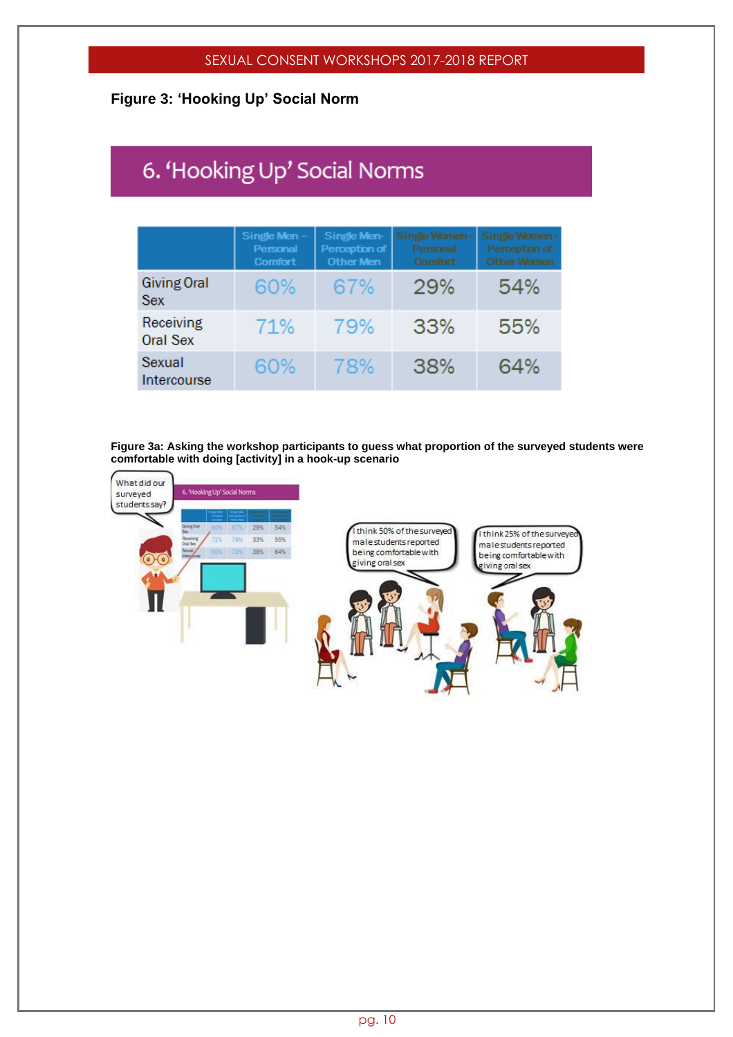**Figure 3: 'Hooking Up' Social Norm**

## 6. 'Hooking Up' Social Norms

| | Single Men – Personal Comfort | Single Men- Perception of Other Men | Single Women - Personal Comfort | Single Women - Perception of Other Women |
|---|---|---|---|---|
| Giving Oral Sex | 60% | 67% | 29% | 54% |
| Receiving Oral Sex | 71% | 79% | 33% | 55% |
| Sexual Intercourse | 60% | 78% | 38% | 64% |

**Figure 3a: Asking the workshop participants to guess what proportion of the surveyed students were comfortable with doing [activity] in a hook-up scenario**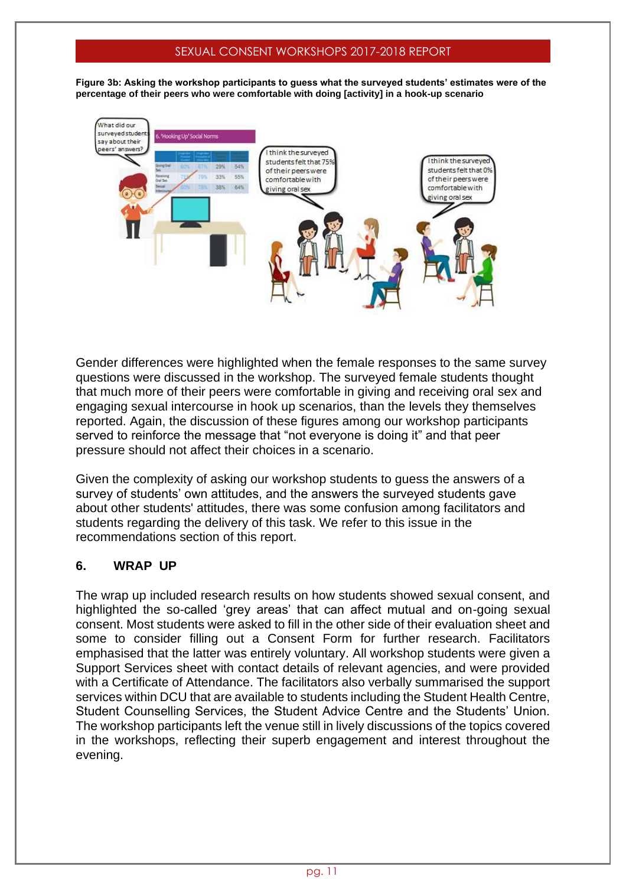**Figure 3b: Asking the workshop participants to guess what the surveyed students' estimates were of the percentage of their peers who were comfortable with doing [activity] in a hook-up scenario**

Gender differences were highlighted when the female responses to the same survey questions were discussed in the workshop. The surveyed female students thought that much more of their peers were comfortable in giving and receiving oral sex and engaging sexual intercourse in hook up scenarios, than the levels they themselves reported. Again, the discussion of these figures among our workshop participants served to reinforce the message that "not everyone is doing it" and that peer pressure should not affect their choices in a scenario.

Given the complexity of asking our workshop students to guess the answers of a survey of students' own attitudes, and the answers the surveyed students gave about other students' attitudes, there was some confusion among facilitators and students regarding the delivery of this task. We refer to this issue in the recommendations section of this report.

## 6. WRAP UP

The wrap up included research results on how students showed sexual consent, and highlighted the so-called 'grey areas' that can affect mutual and on-going sexual consent. Most students were asked to fill in the other side of their evaluation sheet and some to consider filling out a Consent Form for further research. Facilitators emphasised that the latter was entirely voluntary. All workshop students were given a Support Services sheet with contact details of relevant agencies, and were provided with a Certificate of Attendance. The facilitators also verbally summarised the support services within DCU that are available to students including the Student Health Centre, Student Counselling Services, the Student Advice Centre and the Students' Union. The workshop participants left the venue still in lively discussions of the topics covered in the workshops, reflecting their superb engagement and interest throughout the evening.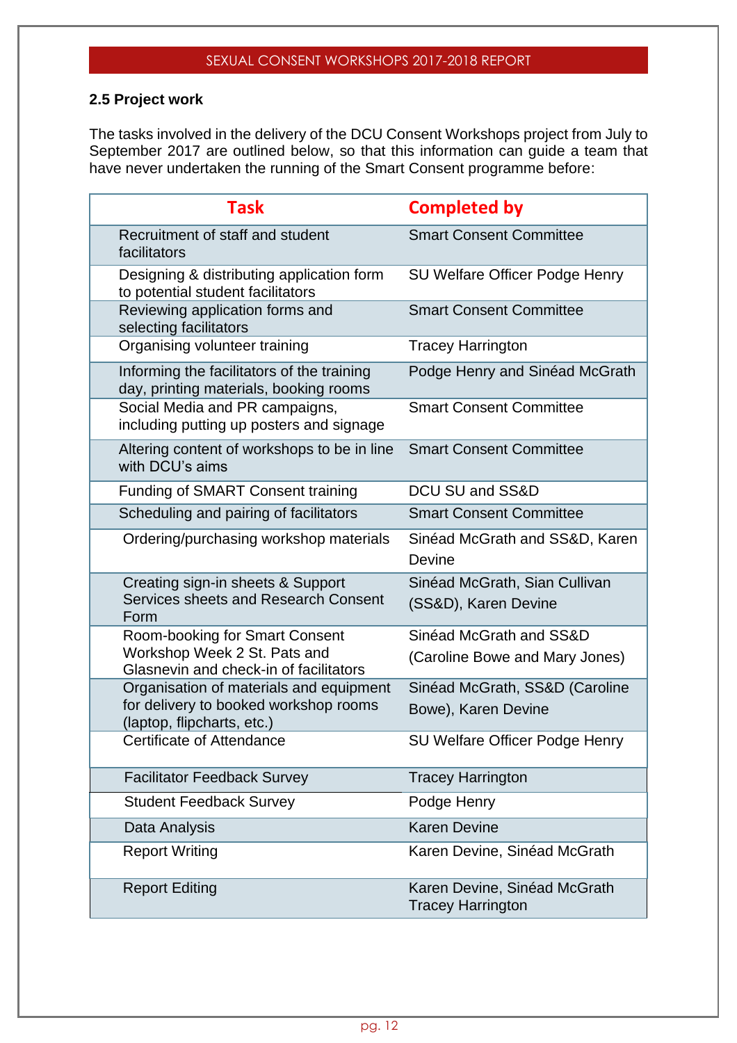## 2.5 Project work

The tasks involved in the delivery of the DCU Consent Workshops project from July to September 2017 are outlined below, so that this information can guide a team that have never undertaken the running of the Smart Consent programme before:

| Task | Completed by |
|---|---|
| Recruitment of staff and student facilitators | Smart Consent Committee |
| Designing & distributing application form to potential student facilitators | SU Welfare Officer Podge Henry |
| Reviewing application forms and selecting facilitators | Smart Consent Committee |
| Organising volunteer training | Tracey Harrington |
| Informing the facilitators of the training day, printing materials, booking rooms | Podge Henry and Sinéad McGrath |
| Social Media and PR campaigns, including putting up posters and signage | Smart Consent Committee |
| Altering content of workshops to be in line with DCU's aims | Smart Consent Committee |
| Funding of SMART Consent training | DCU SU and SS&D |
| Scheduling and pairing of facilitators | Smart Consent Committee |
| Ordering/purchasing workshop materials | Sinéad McGrath and SS&D, Karen Devine |
| Creating sign-in sheets & Support Services sheets and Research Consent Form | Sinéad McGrath, Sian Cullivan (SS&D), Karen Devine |
| Room-booking for Smart Consent Workshop Week 2 St. Pats and Glasnevin and check-in of facilitators | Sinéad McGrath and SS&D (Caroline Bowe and Mary Jones) |
| Organisation of materials and equipment for delivery to booked workshop rooms (laptop, flipcharts, etc.) | Sinéad McGrath, SS&D (Caroline Bowe), Karen Devine |
| Certificate of Attendance | SU Welfare Officer Podge Henry |
| Facilitator Feedback Survey | Tracey Harrington |
| Student Feedback Survey | Podge Henry |
| Data Analysis | Karen Devine |
| Report Writing | Karen Devine, Sinéad McGrath |
| Report Editing | Karen Devine, Sinéad McGrath Tracey Harrington |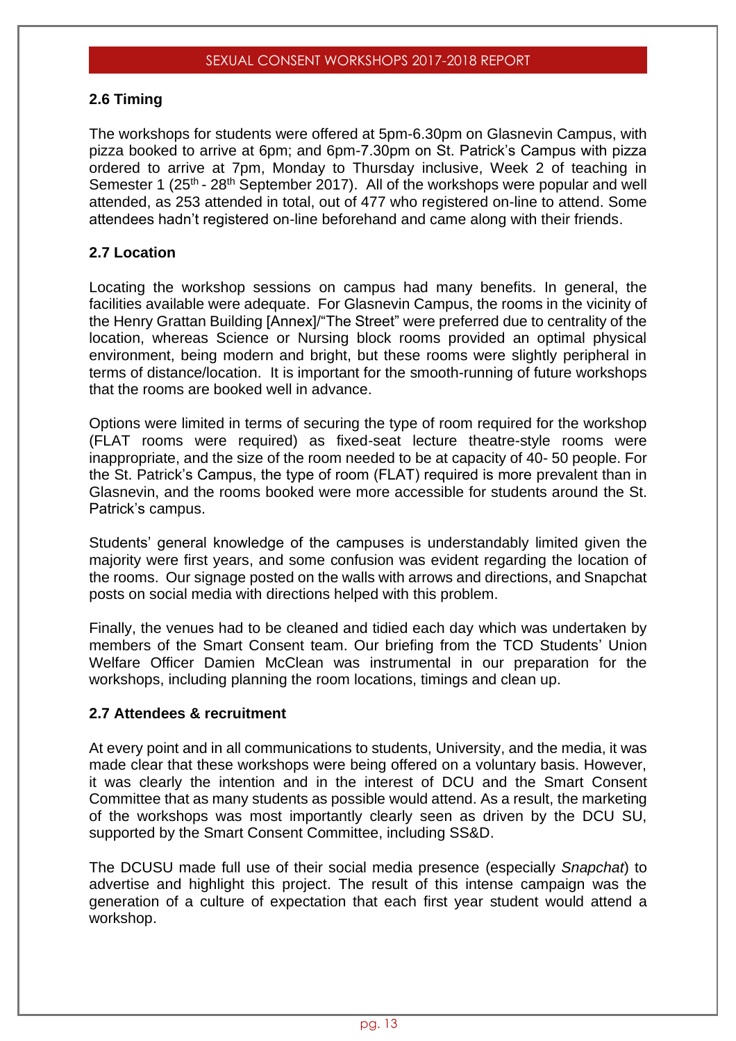## 2.6 Timing

The workshops for students were offered at 5pm-6.30pm on Glasnevin Campus, with pizza booked to arrive at 6pm; and 6pm-7.30pm on St. Patrick's Campus with pizza ordered to arrive at 7pm, Monday to Thursday inclusive, Week 2 of teaching in Semester 1 (25th - 28th September 2017). All of the workshops were popular and well attended, as 253 attended in total, out of 477 who registered on-line to attend. Some attendees hadn't registered on-line beforehand and came along with their friends.

## 2.7 Location

Locating the workshop sessions on campus had many benefits. In general, the facilities available were adequate. For Glasnevin Campus, the rooms in the vicinity of the Henry Grattan Building [Annex]/"The Street" were preferred due to centrality of the location, whereas Science or Nursing block rooms provided an optimal physical environment, being modern and bright, but these rooms were slightly peripheral in terms of distance/location. It is important for the smooth-running of future workshops that the rooms are booked well in advance.

Options were limited in terms of securing the type of room required for the workshop (FLAT rooms were required) as fixed-seat lecture theatre-style rooms were inappropriate, and the size of the room needed to be at capacity of 40- 50 people. For the St. Patrick's Campus, the type of room (FLAT) required is more prevalent than in Glasnevin, and the rooms booked were more accessible for students around the St. Patrick's campus.

Students' general knowledge of the campuses is understandably limited given the majority were first years, and some confusion was evident regarding the location of the rooms. Our signage posted on the walls with arrows and directions, and Snapchat posts on social media with directions helped with this problem.

Finally, the venues had to be cleaned and tidied each day which was undertaken by members of the Smart Consent team. Our briefing from the TCD Students' Union Welfare Officer Damien McClean was instrumental in our preparation for the workshops, including planning the room locations, timings and clean up.

## 2.7 Attendees & recruitment

At every point and in all communications to students, University, and the media, it was made clear that these workshops were being offered on a voluntary basis. However, it was clearly the intention and in the interest of DCU and the Smart Consent Committee that as many students as possible would attend. As a result, the marketing of the workshops was most importantly clearly seen as driven by the DCU SU, supported by the Smart Consent Committee, including SS&D.

The DCUSU made full use of their social media presence (especially *Snapchat*) to advertise and highlight this project. The result of this intense campaign was the generation of a culture of expectation that each first year student would attend a workshop.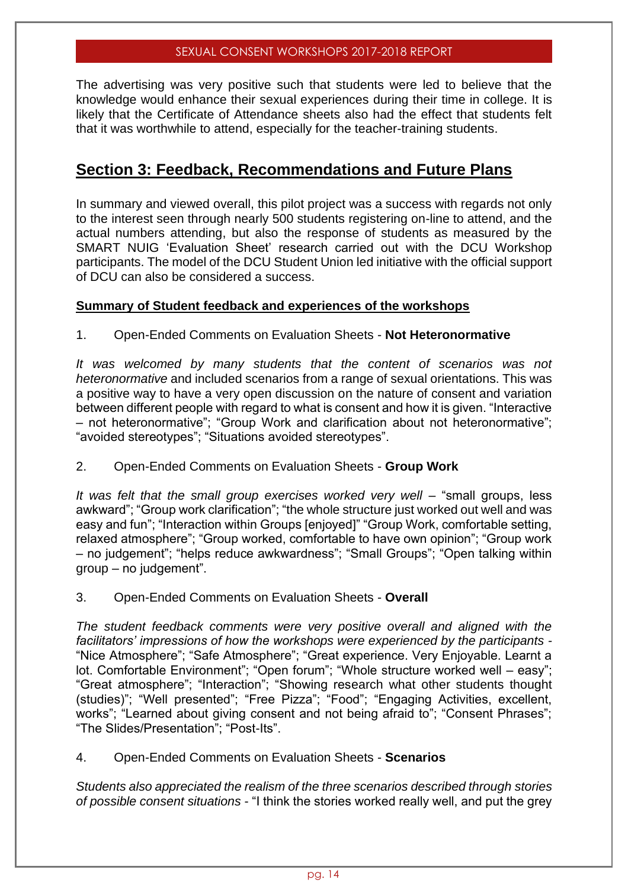The advertising was very positive such that students were led to believe that the knowledge would enhance their sexual experiences during their time in college. It is likely that the Certificate of Attendance sheets also had the effect that students felt that it was worthwhile to attend, especially for the teacher-training students.

## Section 3: Feedback, Recommendations and Future Plans

In summary and viewed overall, this pilot project was a success with regards not only to the interest seen through nearly 500 students registering on-line to attend, and the actual numbers attending, but also the response of students as measured by the SMART NUIG 'Evaluation Sheet' research carried out with the DCU Workshop participants. The model of the DCU Student Union led initiative with the official support of DCU can also be considered a success.

### Summary of Student feedback and experiences of the workshops

1. Open-Ended Comments on Evaluation Sheets - **Not Heteronormative**

*It was welcomed by many students that the content of scenarios was not heteronormative* and included scenarios from a range of sexual orientations. This was a positive way to have a very open discussion on the nature of consent and variation between different people with regard to what is consent and how it is given. "Interactive – not heteronormative"; "Group Work and clarification about not heteronormative"; "avoided stereotypes"; "Situations avoided stereotypes".

2. Open-Ended Comments on Evaluation Sheets - **Group Work**

*It was felt that the small group exercises worked very well* – "small groups, less awkward"; "Group work clarification"; "the whole structure just worked out well and was easy and fun"; "Interaction within Groups [enjoyed]" "Group Work, comfortable setting, relaxed atmosphere"; "Group worked, comfortable to have own opinion"; "Group work – no judgement"; "helps reduce awkwardness"; "Small Groups"; "Open talking within group – no judgement".

3. Open-Ended Comments on Evaluation Sheets - **Overall**

*The student feedback comments were very positive overall and aligned with the facilitators' impressions of how the workshops were experienced by the participants* - "Nice Atmosphere"; "Safe Atmosphere"; "Great experience. Very Enjoyable. Learnt a lot. Comfortable Environment"; "Open forum"; "Whole structure worked well – easy"; "Great atmosphere"; "Interaction"; "Showing research what other students thought (studies)"; "Well presented"; "Free Pizza"; "Food"; "Engaging Activities, excellent, works"; "Learned about giving consent and not being afraid to"; "Consent Phrases"; "The Slides/Presentation"; "Post-Its".

4. Open-Ended Comments on Evaluation Sheets - **Scenarios**

*Students also appreciated the realism of the three scenarios described through stories of possible consent situations* - "I think the stories worked really well, and put the grey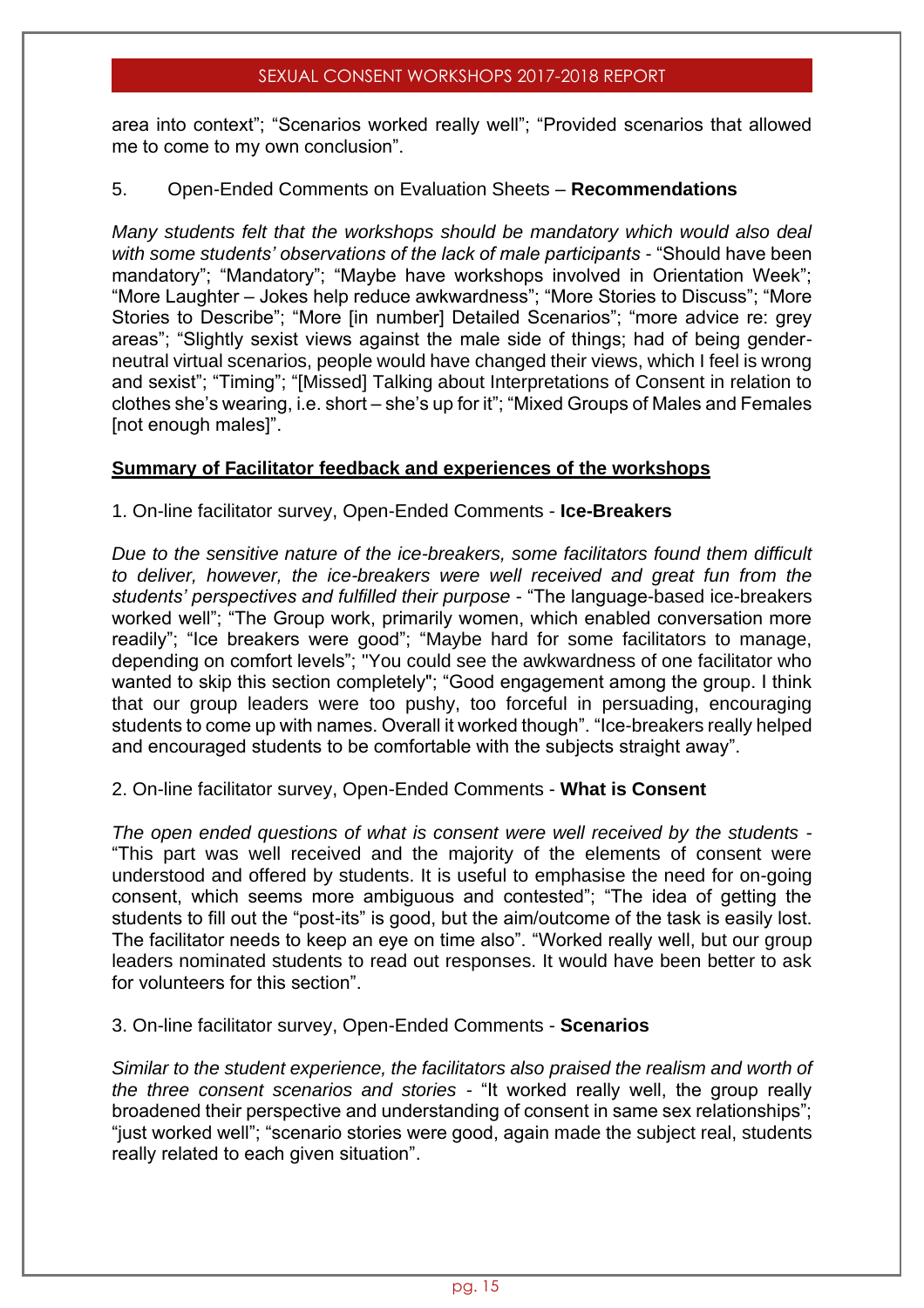area into context"; "Scenarios worked really well"; "Provided scenarios that allowed me to come to my own conclusion".

5. Open-Ended Comments on Evaluation Sheets – **Recommendations**

*Many students felt that the workshops should be mandatory which would also deal with some students' observations of the lack of male participants* - "Should have been mandatory"; "Mandatory"; "Maybe have workshops involved in Orientation Week"; "More Laughter – Jokes help reduce awkwardness"; "More Stories to Discuss"; "More Stories to Describe"; "More [in number] Detailed Scenarios"; "more advice re: grey areas"; "Slightly sexist views against the male side of things; had of being gender-neutral virtual scenarios, people would have changed their views, which I feel is wrong and sexist"; "Timing"; "[Missed] Talking about Interpretations of Consent in relation to clothes she's wearing, i.e. short – she's up for it"; "Mixed Groups of Males and Females [not enough males]".

## Summary of Facilitator feedback and experiences of the workshops

1. On-line facilitator survey, Open-Ended Comments - **Ice-Breakers**

*Due to the sensitive nature of the ice-breakers, some facilitators found them difficult to deliver, however, the ice-breakers were well received and great fun from the students' perspectives and fulfilled their purpose* - "The language-based ice-breakers worked well"; "The Group work, primarily women, which enabled conversation more readily"; "Ice breakers were good"; "Maybe hard for some facilitators to manage, depending on comfort levels"; "You could see the awkwardness of one facilitator who wanted to skip this section completely"; "Good engagement among the group. I think that our group leaders were too pushy, too forceful in persuading, encouraging students to come up with names. Overall it worked though". "Ice-breakers really helped and encouraged students to be comfortable with the subjects straight away".

2. On-line facilitator survey, Open-Ended Comments - **What is Consent**

*The open ended questions of what is consent were well received by the students* - "This part was well received and the majority of the elements of consent were understood and offered by students. It is useful to emphasise the need for on-going consent, which seems more ambiguous and contested"; "The idea of getting the students to fill out the "post-its" is good, but the aim/outcome of the task is easily lost. The facilitator needs to keep an eye on time also". "Worked really well, but our group leaders nominated students to read out responses. It would have been better to ask for volunteers for this section".

3. On-line facilitator survey, Open-Ended Comments - **Scenarios**

*Similar to the student experience, the facilitators also praised the realism and worth of the three consent scenarios and stories* - "It worked really well, the group really broadened their perspective and understanding of consent in same sex relationships"; "just worked well"; "scenario stories were good, again made the subject real, students really related to each given situation".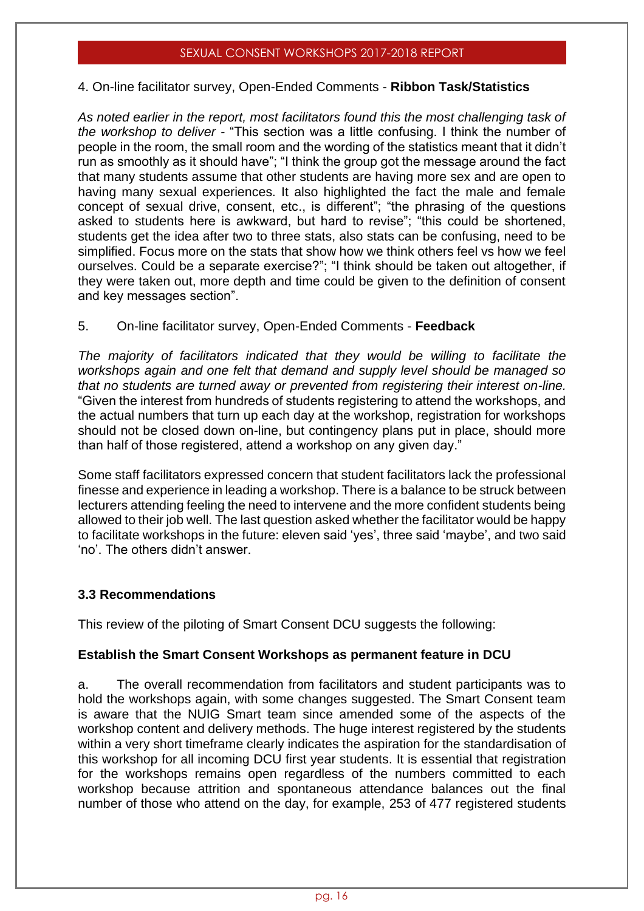4. On-line facilitator survey, Open-Ended Comments - **Ribbon Task/Statistics**

*As noted earlier in the report, most facilitators found this the most challenging task of the workshop to deliver* - "This section was a little confusing. I think the number of people in the room, the small room and the wording of the statistics meant that it didn't run as smoothly as it should have"; "I think the group got the message around the fact that many students assume that other students are having more sex and are open to having many sexual experiences. It also highlighted the fact the male and female concept of sexual drive, consent, etc., is different"; "the phrasing of the questions asked to students here is awkward, but hard to revise"; "this could be shortened, students get the idea after two to three stats, also stats can be confusing, need to be simplified. Focus more on the stats that show how we think others feel vs how we feel ourselves. Could be a separate exercise?"; "I think should be taken out altogether, if they were taken out, more depth and time could be given to the definition of consent and key messages section".

5. On-line facilitator survey, Open-Ended Comments - **Feedback**

*The majority of facilitators indicated that they would be willing to facilitate the workshops again and one felt that demand and supply level should be managed so that no students are turned away or prevented from registering their interest on-line.* "Given the interest from hundreds of students registering to attend the workshops, and the actual numbers that turn up each day at the workshop, registration for workshops should not be closed down on-line, but contingency plans put in place, should more than half of those registered, attend a workshop on any given day."

Some staff facilitators expressed concern that student facilitators lack the professional finesse and experience in leading a workshop. There is a balance to be struck between lecturers attending feeling the need to intervene and the more confident students being allowed to their job well. The last question asked whether the facilitator would be happy to facilitate workshops in the future: eleven said 'yes', three said 'maybe', and two said 'no'. The others didn't answer.

### 3.3 Recommendations

This review of the piloting of Smart Consent DCU suggests the following:

**Establish the Smart Consent Workshops as permanent feature in DCU**

a. The overall recommendation from facilitators and student participants was to hold the workshops again, with some changes suggested. The Smart Consent team is aware that the NUIG Smart team since amended some of the aspects of the workshop content and delivery methods. The huge interest registered by the students within a very short timeframe clearly indicates the aspiration for the standardisation of this workshop for all incoming DCU first year students. It is essential that registration for the workshops remains open regardless of the numbers committed to each workshop because attrition and spontaneous attendance balances out the final number of those who attend on the day, for example, 253 of 477 registered students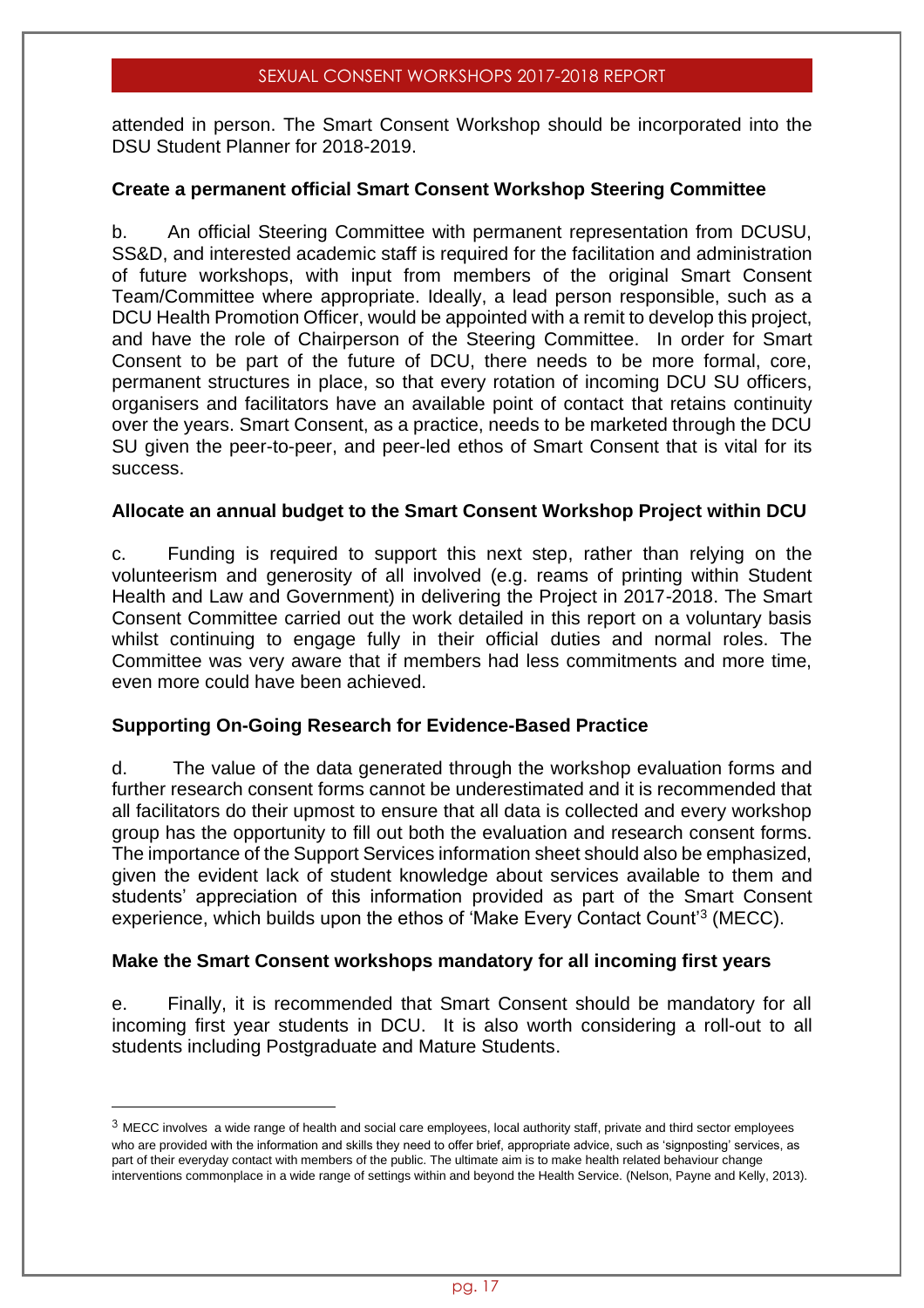attended in person. The Smart Consent Workshop should be incorporated into the DSU Student Planner for 2018-2019.

**Create a permanent official Smart Consent Workshop Steering Committee**

b. An official Steering Committee with permanent representation from DCUSU, SS&D, and interested academic staff is required for the facilitation and administration of future workshops, with input from members of the original Smart Consent Team/Committee where appropriate. Ideally, a lead person responsible, such as a DCU Health Promotion Officer, would be appointed with a remit to develop this project, and have the role of Chairperson of the Steering Committee. In order for Smart Consent to be part of the future of DCU, there needs to be more formal, core, permanent structures in place, so that every rotation of incoming DCU SU officers, organisers and facilitators have an available point of contact that retains continuity over the years. Smart Consent, as a practice, needs to be marketed through the DCU SU given the peer-to-peer, and peer-led ethos of Smart Consent that is vital for its success.

**Allocate an annual budget to the Smart Consent Workshop Project within DCU**

c. Funding is required to support this next step, rather than relying on the volunteerism and generosity of all involved (e.g. reams of printing within Student Health and Law and Government) in delivering the Project in 2017-2018. The Smart Consent Committee carried out the work detailed in this report on a voluntary basis whilst continuing to engage fully in their official duties and normal roles. The Committee was very aware that if members had less commitments and more time, even more could have been achieved.

**Supporting On-Going Research for Evidence-Based Practice**

d. The value of the data generated through the workshop evaluation forms and further research consent forms cannot be underestimated and it is recommended that all facilitators do their upmost to ensure that all data is collected and every workshop group has the opportunity to fill out both the evaluation and research consent forms. The importance of the Support Services information sheet should also be emphasized, given the evident lack of student knowledge about services available to them and students' appreciation of this information provided as part of the Smart Consent experience, which builds upon the ethos of 'Make Every Contact Count'[3] (MECC).

**Make the Smart Consent workshops mandatory for all incoming first years**

e. Finally, it is recommended that Smart Consent should be mandatory for all incoming first year students in DCU. It is also worth considering a roll-out to all students including Postgraduate and Mature Students.

---

[3] MECC involves a wide range of health and social care employees, local authority staff, private and third sector employees who are provided with the information and skills they need to offer brief, appropriate advice, such as 'signposting' services, as part of their everyday contact with members of the public. The ultimate aim is to make health related behaviour change interventions commonplace in a wide range of settings within and beyond the Health Service. (Nelson, Payne and Kelly, 2013).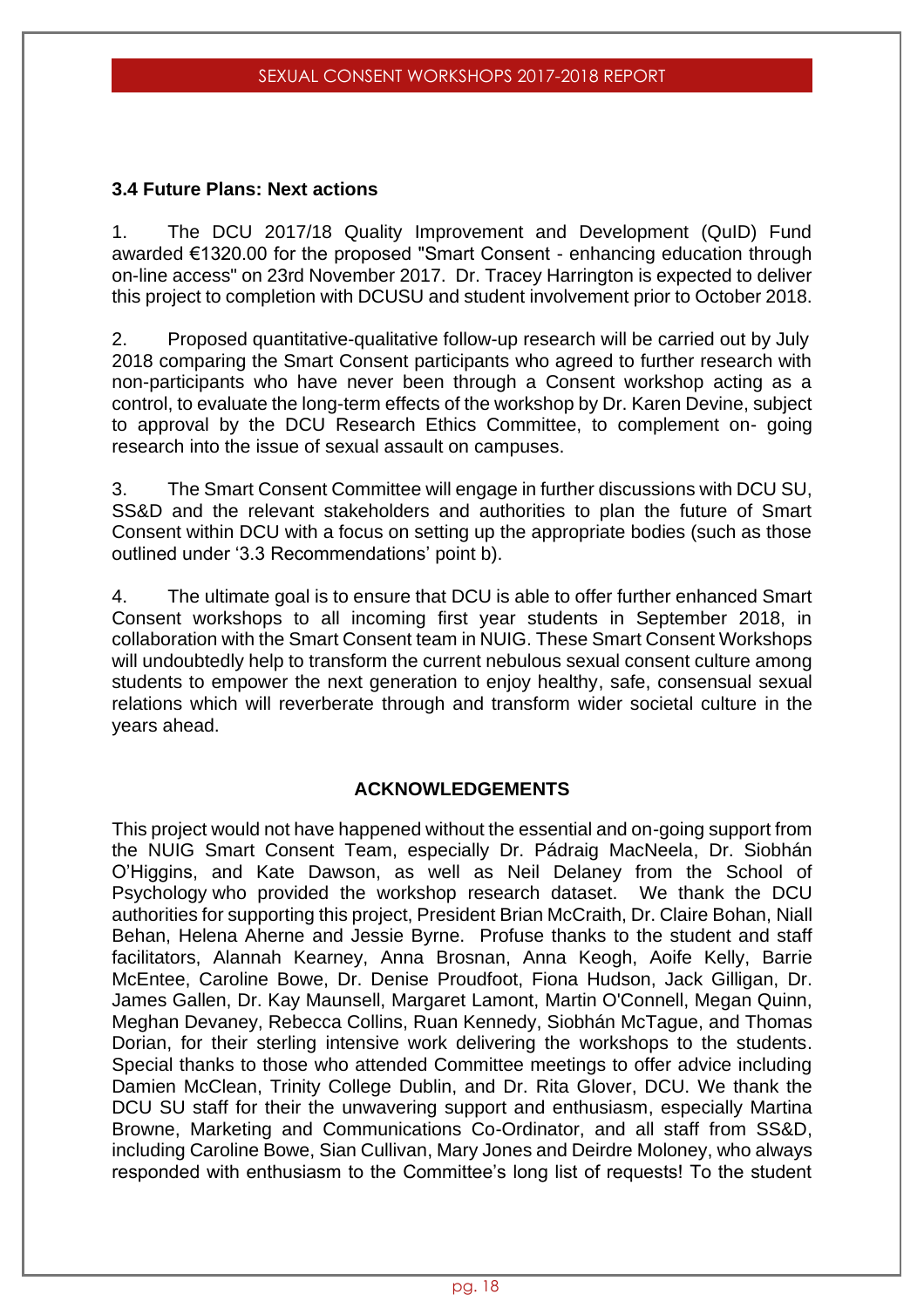### 3.4 Future Plans: Next actions

1. The DCU 2017/18 Quality Improvement and Development (QuID) Fund awarded €1320.00 for the proposed "Smart Consent - enhancing education through on-line access" on 23rd November 2017. Dr. Tracey Harrington is expected to deliver this project to completion with DCUSU and student involvement prior to October 2018.

2. Proposed quantitative-qualitative follow-up research will be carried out by July 2018 comparing the Smart Consent participants who agreed to further research with non-participants who have never been through a Consent workshop acting as a control, to evaluate the long-term effects of the workshop by Dr. Karen Devine, subject to approval by the DCU Research Ethics Committee, to complement on- going research into the issue of sexual assault on campuses.

3. The Smart Consent Committee will engage in further discussions with DCU SU, SS&D and the relevant stakeholders and authorities to plan the future of Smart Consent within DCU with a focus on setting up the appropriate bodies (such as those outlined under '3.3 Recommendations' point b).

4. The ultimate goal is to ensure that DCU is able to offer further enhanced Smart Consent workshops to all incoming first year students in September 2018, in collaboration with the Smart Consent team in NUIG. These Smart Consent Workshops will undoubtedly help to transform the current nebulous sexual consent culture among students to empower the next generation to enjoy healthy, safe, consensual sexual relations which will reverberate through and transform wider societal culture in the years ahead.

## ACKNOWLEDGEMENTS

This project would not have happened without the essential and on-going support from the NUIG Smart Consent Team, especially Dr. Pádraig MacNeela, Dr. Siobhán O'Higgins, and Kate Dawson, as well as Neil Delaney from the School of Psychology who provided the workshop research dataset. We thank the DCU authorities for supporting this project, President Brian McCraith, Dr. Claire Bohan, Niall Behan, Helena Aherne and Jessie Byrne. Profuse thanks to the student and staff facilitators, Alannah Kearney, Anna Brosnan, Anna Keogh, Aoife Kelly, Barrie McEntee, Caroline Bowe, Dr. Denise Proudfoot, Fiona Hudson, Jack Gilligan, Dr. James Gallen, Dr. Kay Maunsell, Margaret Lamont, Martin O'Connell, Megan Quinn, Meghan Devaney, Rebecca Collins, Ruan Kennedy, Siobhán McTague, and Thomas Dorian, for their sterling intensive work delivering the workshops to the students. Special thanks to those who attended Committee meetings to offer advice including Damien McClean, Trinity College Dublin, and Dr. Rita Glover, DCU. We thank the DCU SU staff for their the unwavering support and enthusiasm, especially Martina Browne, Marketing and Communications Co-Ordinator, and all staff from SS&D, including Caroline Bowe, Sian Cullivan, Mary Jones and Deirdre Moloney, who always responded with enthusiasm to the Committee's long list of requests! To the student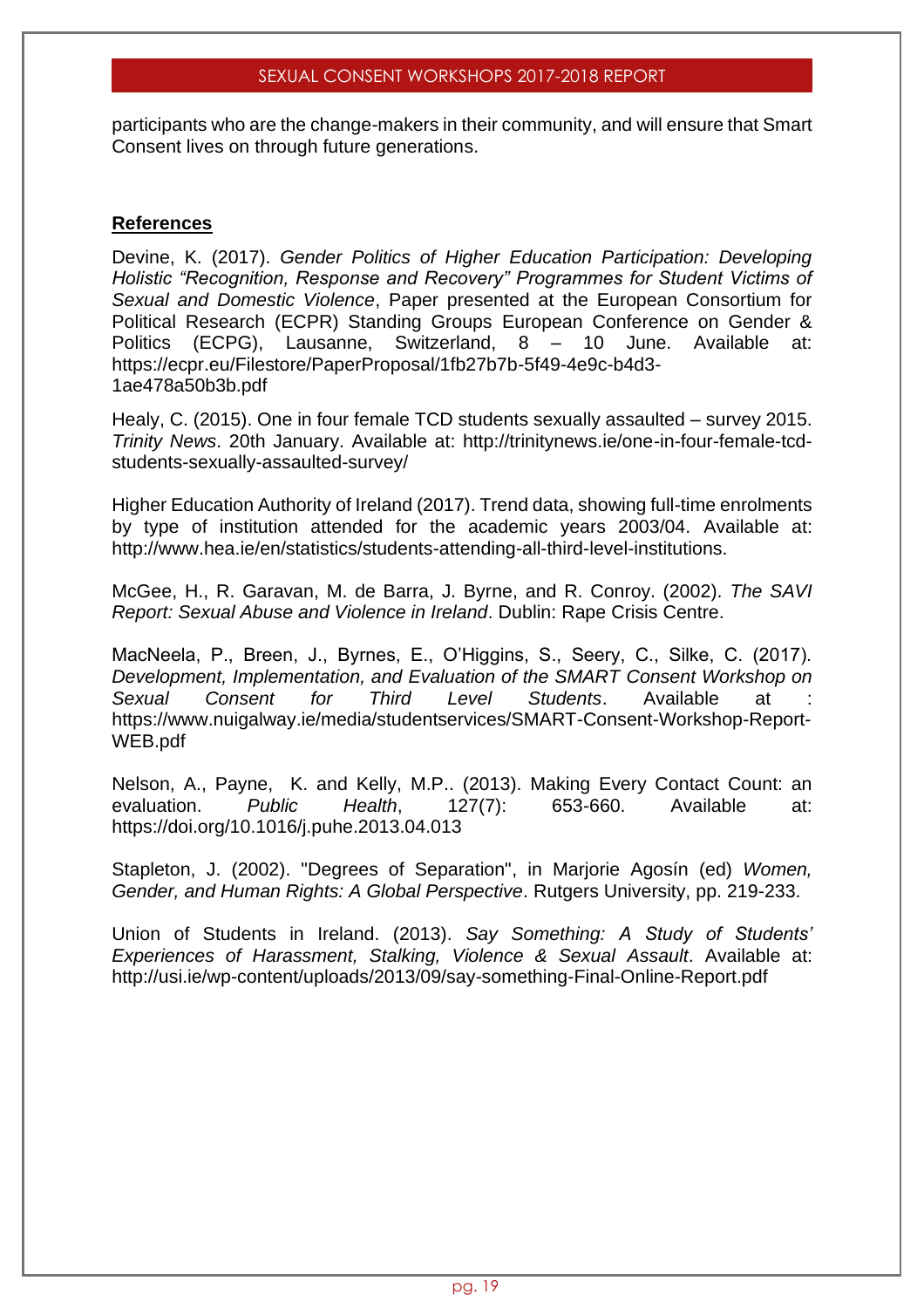participants who are the change-makers in their community, and will ensure that Smart Consent lives on through future generations.

**References**

Devine, K. (2017). *Gender Politics of Higher Education Participation: Developing Holistic "Recognition, Response and Recovery" Programmes for Student Victims of Sexual and Domestic Violence*, Paper presented at the European Consortium for Political Research (ECPR) Standing Groups European Conference on Gender & Politics (ECPG), Lausanne, Switzerland, 8 – 10 June. Available at: https://ecpr.eu/Filestore/PaperProposal/1fb27b7b-5f49-4e9c-b4d3-1ae478a50b3b.pdf

Healy, C. (2015). One in four female TCD students sexually assaulted – survey 2015. *Trinity News*. 20th January. Available at: http://trinitynews.ie/one-in-four-female-tcd-students-sexually-assaulted-survey/

Higher Education Authority of Ireland (2017). Trend data, showing full-time enrolments by type of institution attended for the academic years 2003/04. Available at: http://www.hea.ie/en/statistics/students-attending-all-third-level-institutions.

McGee, H., R. Garavan, M. de Barra, J. Byrne, and R. Conroy. (2002). *The SAVI Report: Sexual Abuse and Violence in Ireland*. Dublin: Rape Crisis Centre.

MacNeela, P., Breen, J., Byrnes, E., O'Higgins, S., Seery, C., Silke, C. (2017). *Development, Implementation, and Evaluation of the SMART Consent Workshop on Sexual Consent for Third Level Students*. Available at : https://www.nuigalway.ie/media/studentservices/SMART-Consent-Workshop-Report-WEB.pdf

Nelson, A., Payne, K. and Kelly, M.P.. (2013). Making Every Contact Count: an evaluation. *Public Health*, 127(7): 653-660. Available at: https://doi.org/10.1016/j.puhe.2013.04.013

Stapleton, J. (2002). "Degrees of Separation", in Marjorie Agosín (ed) *Women, Gender, and Human Rights: A Global Perspective*. Rutgers University, pp. 219-233.

Union of Students in Ireland. (2013). *Say Something: A Study of Students' Experiences of Harassment, Stalking, Violence & Sexual Assault*. Available at: http://usi.ie/wp-content/uploads/2013/09/say-something-Final-Online-Report.pdf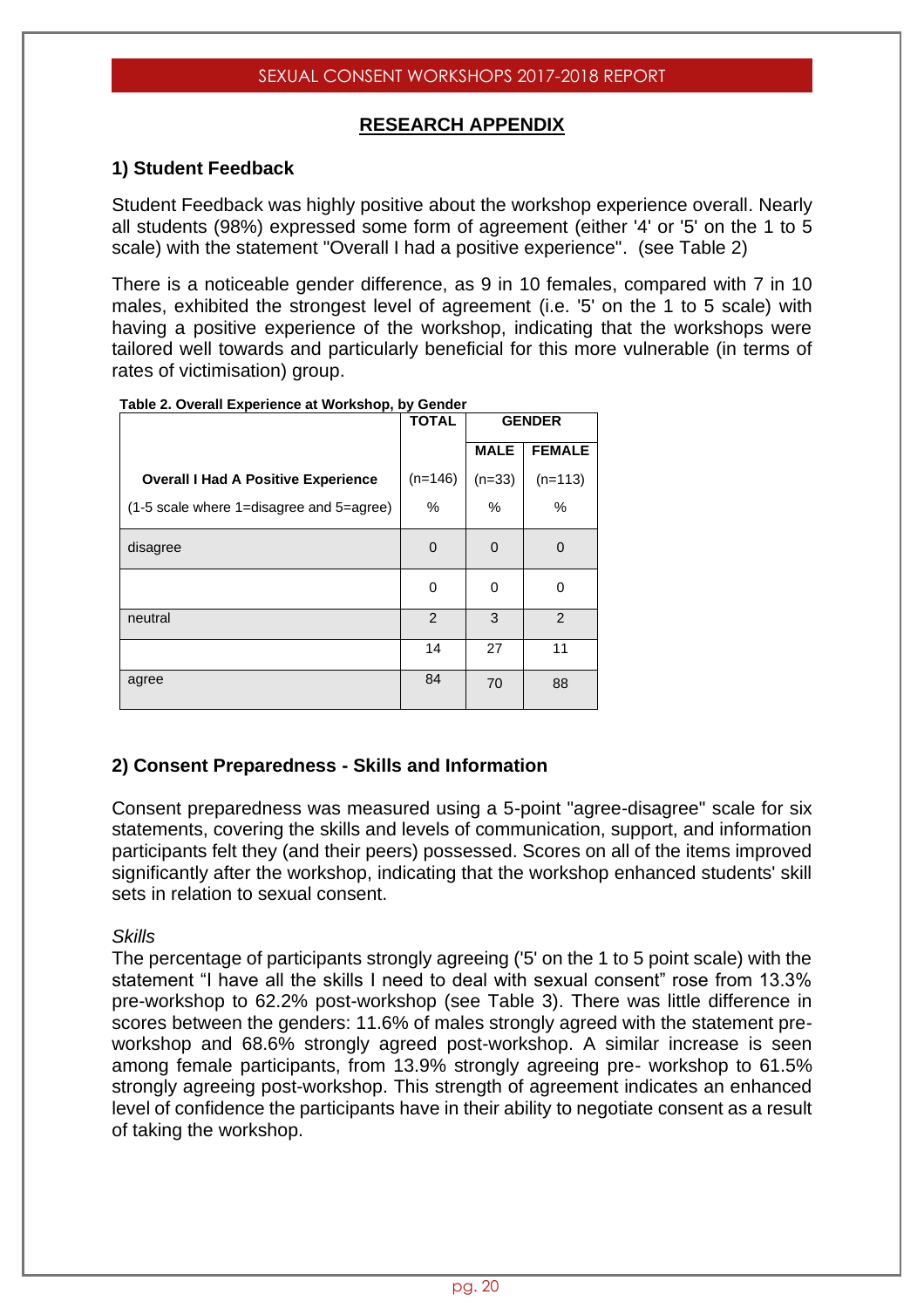## RESEARCH APPENDIX

### 1) Student Feedback

Student Feedback was highly positive about the workshop experience overall. Nearly all students (98%) expressed some form of agreement (either '4' or '5' on the 1 to 5 scale) with the statement "Overall I had a positive experience". (see Table 2)

There is a noticeable gender difference, as 9 in 10 females, compared with 7 in 10 males, exhibited the strongest level of agreement (i.e. '5' on the 1 to 5 scale) with having a positive experience of the workshop, indicating that the workshops were tailored well towards and particularly beneficial for this more vulnerable (in terms of rates of victimisation) group.

**Table 2. Overall Experience at Workshop, by Gender**

| | TOTAL | GENDER | |
|---|---|---|---|
| | | MALE | FEMALE |
| **Overall I Had A Positive Experience** | (n=146) | (n=33) | (n=113) |
| (1-5 scale where 1=disagree and 5=agree) | % | % | % |
| disagree | 0 | 0 | 0 |
| | 0 | 0 | 0 |
| neutral | 2 | 3 | 2 |
| | 14 | 27 | 11 |
| agree | 84 | 70 | 88 |

### 2) Consent Preparedness - Skills and Information

Consent preparedness was measured using a 5-point "agree-disagree" scale for six statements, covering the skills and levels of communication, support, and information participants felt they (and their peers) possessed. Scores on all of the items improved significantly after the workshop, indicating that the workshop enhanced students' skill sets in relation to sexual consent.

*Skills*

The percentage of participants strongly agreeing ('5' on the 1 to 5 point scale) with the statement "I have all the skills I need to deal with sexual consent" rose from 13.3% pre-workshop to 62.2% post-workshop (see Table 3). There was little difference in scores between the genders: 11.6% of males strongly agreed with the statement pre-workshop and 68.6% strongly agreed post-workshop. A similar increase is seen among female participants, from 13.9% strongly agreeing pre- workshop to 61.5% strongly agreeing post-workshop. This strength of agreement indicates an enhanced level of confidence the participants have in their ability to negotiate consent as a result of taking the workshop.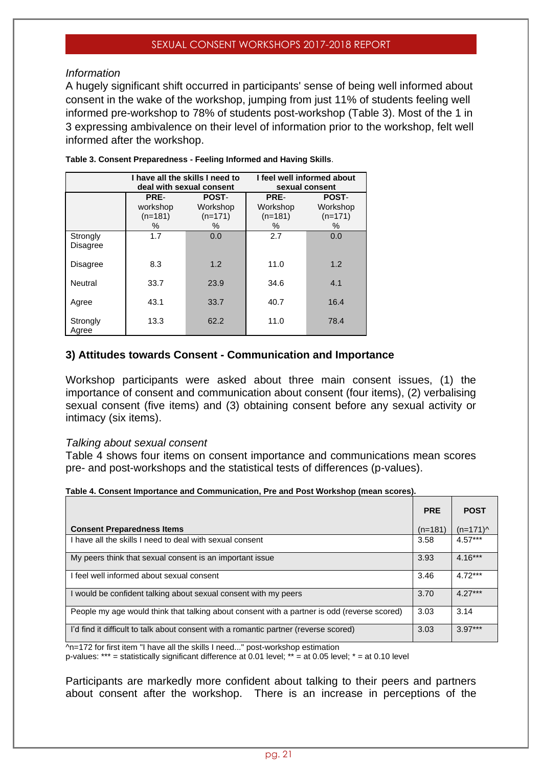*Information*

A hugely significant shift occurred in participants' sense of being well informed about consent in the wake of the workshop, jumping from just 11% of students feeling well informed pre-workshop to 78% of students post-workshop (Table 3). Most of the 1 in 3 expressing ambivalence on their level of information prior to the workshop, felt well informed after the workshop.

**Table 3. Consent Preparedness - Feeling Informed and Having Skills**.

| | I have all the skills I need to deal with sexual consent | | I feel well informed about sexual consent | |
|---|---|---|---|---|
| | PRE-workshop (n=181) % | POST-Workshop (n=171) % | PRE-Workshop (n=181) % | POST-Workshop (n=171) % |
| Strongly Disagree | 1.7 | 0.0 | 2.7 | 0.0 |
| Disagree | 8.3 | 1.2 | 11.0 | 1.2 |
| Neutral | 33.7 | 23.9 | 34.6 | 4.1 |
| Agree | 43.1 | 33.7 | 40.7 | 16.4 |
| Strongly Agree | 13.3 | 62.2 | 11.0 | 78.4 |

### 3) Attitudes towards Consent - Communication and Importance

Workshop participants were asked about three main consent issues, (1) the importance of consent and communication about consent (four items), (2) verbalising sexual consent (five items) and (3) obtaining consent before any sexual activity or intimacy (six items).

*Talking about sexual consent*

Table 4 shows four items on consent importance and communications mean scores pre- and post-workshops and the statistical tests of differences (p-values).

**Table 4. Consent Importance and Communication, Pre and Post Workshop (mean scores).**

| Consent Preparedness Items | PRE (n=181) | POST (n=171)^ |
|---|---|---|
| I have all the skills I need to deal with sexual consent | 3.58 | 4.57*** |
| My peers think that sexual consent is an important issue | 3.93 | 4.16*** |
| I feel well informed about sexual consent | 3.46 | 4.72*** |
| I would be confident talking about sexual consent with my peers | 3.70 | 4.27*** |
| People my age would think that talking about consent with a partner is odd (reverse scored) | 3.03 | 3.14 |
| I'd find it difficult to talk about consent with a romantic partner (reverse scored) | 3.03 | 3.97*** |

^n=172 for first item "I have all the skills I need..." post-workshop estimation
p-values: *** = statistically significant difference at 0.01 level; ** = at 0.05 level; * = at 0.10 level

Participants are markedly more confident about talking to their peers and partners about consent after the workshop. There is an increase in perceptions of the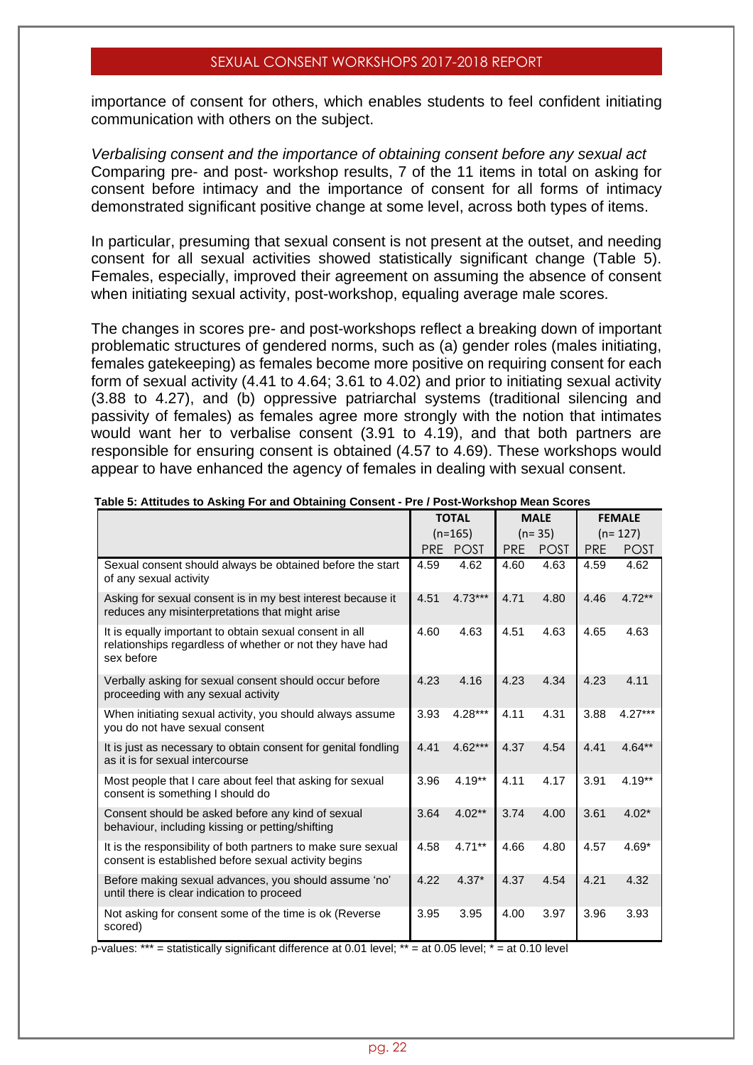importance of consent for others, which enables students to feel confident initiating communication with others on the subject.

*Verbalising consent and the importance of obtaining consent before any sexual act*
Comparing pre- and post- workshop results, 7 of the 11 items in total on asking for consent before intimacy and the importance of consent for all forms of intimacy demonstrated significant positive change at some level, across both types of items.

In particular, presuming that sexual consent is not present at the outset, and needing consent for all sexual activities showed statistically significant change (Table 5). Females, especially, improved their agreement on assuming the absence of consent when initiating sexual activity, post-workshop, equaling average male scores.

The changes in scores pre- and post-workshops reflect a breaking down of important problematic structures of gendered norms, such as (a) gender roles (males initiating, females gatekeeping) as females become more positive on requiring consent for each form of sexual activity (4.41 to 4.64; 3.61 to 4.02) and prior to initiating sexual activity (3.88 to 4.27), and (b) oppressive patriarchal systems (traditional silencing and passivity of females) as females agree more strongly with the notion that intimates would want her to verbalise consent (3.91 to 4.19), and that both partners are responsible for ensuring consent is obtained (4.57 to 4.69). These workshops would appear to have enhanced the agency of females in dealing with sexual consent.

**Table 5: Attitudes to Asking For and Obtaining Consent - Pre / Post-Workshop Mean Scores**

| | TOTAL (n=165) | | MALE (n= 35) | | FEMALE (n= 127) | |
|---|---|---|---|---|---|---|
| | PRE | POST | PRE | POST | PRE | POST |
| Sexual consent should always be obtained before the start of any sexual activity | 4.59 | 4.62 | 4.60 | 4.63 | 4.59 | 4.62 |
| Asking for sexual consent is in my best interest because it reduces any misinterpretations that might arise | 4.51 | 4.73*** | 4.71 | 4.80 | 4.46 | 4.72** |
| It is equally important to obtain sexual consent in all relationships regardless of whether or not they have had sex before | 4.60 | 4.63 | 4.51 | 4.63 | 4.65 | 4.63 |
| Verbally asking for sexual consent should occur before proceeding with any sexual activity | 4.23 | 4.16 | 4.23 | 4.34 | 4.23 | 4.11 |
| When initiating sexual activity, you should always assume you do not have sexual consent | 3.93 | 4.28*** | 4.11 | 4.31 | 3.88 | 4.27*** |
| It is just as necessary to obtain consent for genital fondling as it is for sexual intercourse | 4.41 | 4.62*** | 4.37 | 4.54 | 4.41 | 4.64** |
| Most people that I care about feel that asking for sexual consent is something I should do | 3.96 | 4.19** | 4.11 | 4.17 | 3.91 | 4.19** |
| Consent should be asked before any kind of sexual behaviour, including kissing or petting/shifting | 3.64 | 4.02** | 3.74 | 4.00 | 3.61 | 4.02* |
| It is the responsibility of both partners to make sure sexual consent is established before sexual activity begins | 4.58 | 4.71** | 4.66 | 4.80 | 4.57 | 4.69* |
| Before making sexual advances, you should assume 'no' until there is clear indication to proceed | 4.22 | 4.37* | 4.37 | 4.54 | 4.21 | 4.32 |
| Not asking for consent some of the time is ok (Reverse scored) | 3.95 | 3.95 | 4.00 | 3.97 | 3.96 | 3.93 |

p-values: *** = statistically significant difference at 0.01 level; ** = at 0.05 level; * = at 0.10 level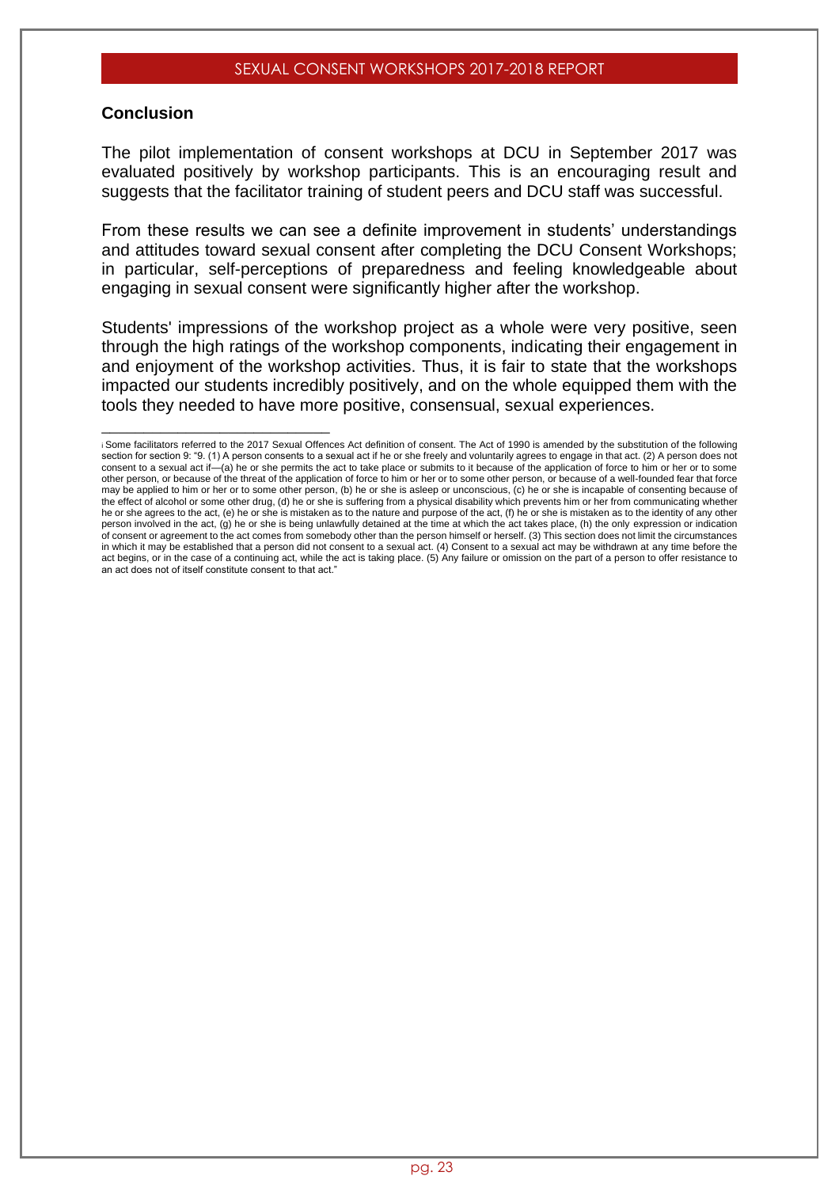## Conclusion

The pilot implementation of consent workshops at DCU in September 2017 was evaluated positively by workshop participants. This is an encouraging result and suggests that the facilitator training of student peers and DCU staff was successful.

From these results we can see a definite improvement in students' understandings and attitudes toward sexual consent after completing the DCU Consent Workshops; in particular, self-perceptions of preparedness and feeling knowledgeable about engaging in sexual consent were significantly higher after the workshop.

Students' impressions of the workshop project as a whole were very positive, seen through the high ratings of the workshop components, indicating their engagement in and enjoyment of the workshop activities. Thus, it is fair to state that the workshops impacted our students incredibly positively, and on the whole equipped them with the tools they needed to have more positive, consensual, sexual experiences.

---

[1] Some facilitators referred to the 2017 Sexual Offences Act definition of consent. The Act of 1990 is amended by the substitution of the following section for section 9: "9. (1) A person consents to a sexual act if he or she freely and voluntarily agrees to engage in that act. (2) A person does not consent to a sexual act if—(a) he or she permits the act to take place or submits to it because of the application of force to him or her or to some other person, or because of the threat of the application of force to him or her or to some other person, or because of a well-founded fear that force may be applied to him or her or to some other person, (b) he or she is asleep or unconscious, (c) he or she is incapable of consenting because of the effect of alcohol or some other drug, (d) he or she is suffering from a physical disability which prevents him or her from communicating whether he or she agrees to the act, (e) he or she is mistaken as to the nature and purpose of the act, (f) he or she is mistaken as to the identity of any other person involved in the act, (g) he or she is being unlawfully detained at the time at which the act takes place, (h) the only expression or indication of consent or agreement to the act comes from somebody other than the person himself or herself. (3) This section does not limit the circumstances in which it may be established that a person did not consent to a sexual act. (4) Consent to a sexual act may be withdrawn at any time before the act begins, or in the case of a continuing act, while the act is taking place. (5) Any failure or omission on the part of a person to offer resistance to an act does not of itself constitute consent to that act."